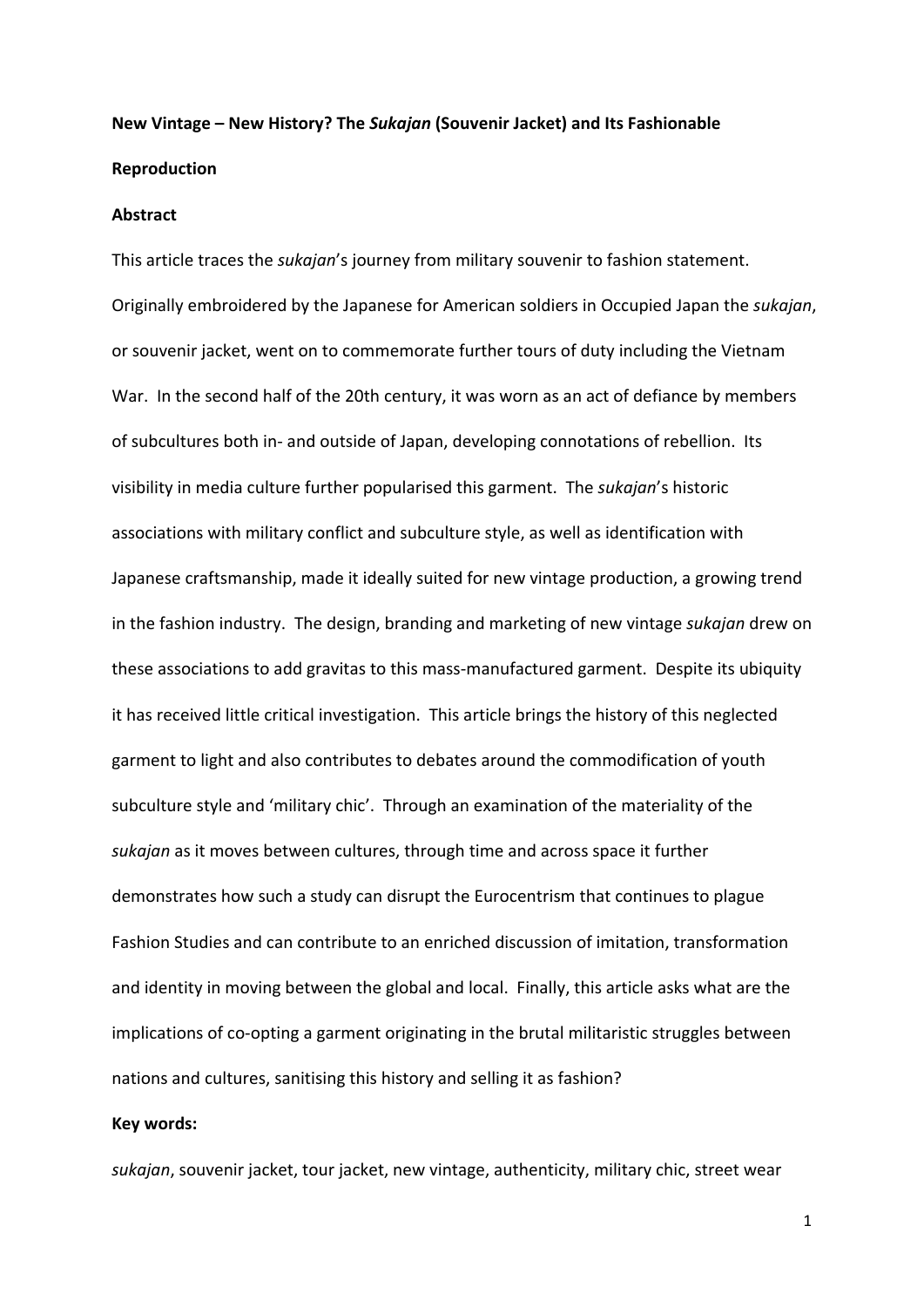# New Vintage – New History? The *Sukajan* (Souvenir Jacket) and Its Fashionable Reproduction

## Abstract

This article traces the *sukajan*'s journey from military souvenir to fashion statement. Originally embroidered by the Japanese for American soldiers in Occupied Japan the *sukajan*, or souvenir jacket, went on to commemorate further tours of duty including the Vietnam War. In the second half of the 20th century, it was worn as an act of defiance by members of subcultures both in- and outside of Japan, developing connotations of rebellion. Its visibility in media culture further popularised this garment. The *sukajan*'s historic associations with military conflict and subculture style, as well as identification with Japanese craftsmanship, made it ideally suited for new vintage production, a growing trend in the fashion industry. The design, branding and marketing of new vintage *sukajan* drew on these associations to add gravitas to this mass-manufactured garment. Despite its ubiquity it has received little critical investigation. This article brings the history of this neglected garment to light and also contributes to debates around the commodification of youth subculture style and 'military chic'. Through an examination of the materiality of the *sukajan* as it moves between cultures, through time and across space it further demonstrates how such a study can disrupt the Eurocentrism that continues to plague Fashion Studies and can contribute to an enriched discussion of imitation, transformation and identity in moving between the global and local. Finally, this article asks what are the implications of co-opting a garment originating in the brutal militaristic struggles between nations and cultures, sanitising this history and selling it as fashion?

**Key words:**

*sukajan*, souvenir jacket, tour jacket, new vintage, authenticity, military chic, street wear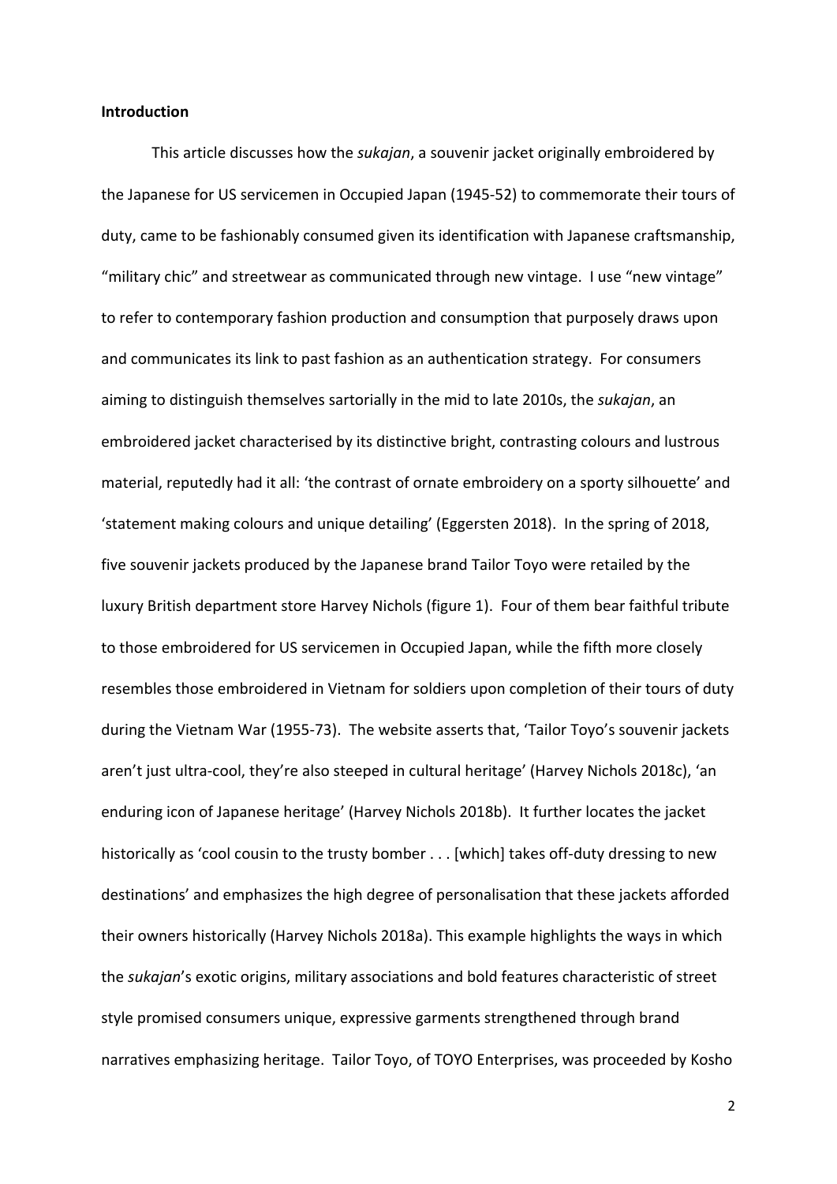**Introduction**

This article discusses how the *sukajan*, a souvenir jacket originally embroidered by the Japanese for US servicemen in Occupied Japan (1945-52) to commemorate their tours of duty, came to be fashionably consumed given its identification with Japanese craftsmanship, "military chic" and streetwear as communicated through new vintage. I use "new vintage" to refer to contemporary fashion production and consumption that purposely draws upon and communicates its link to past fashion as an authentication strategy. For consumers aiming to distinguish themselves sartorially in the mid to late 2010s, the *sukajan*, an embroidered jacket characterised by its distinctive bright, contrasting colours and lustrous material, reputedly had it all: 'the contrast of ornate embroidery on a sporty silhouette' and 'statement making colours and unique detailing' (Eggersten 2018). In the spring of 2018, five souvenir jackets produced by the Japanese brand Tailor Toyo were retailed by the luxury British department store Harvey Nichols (figure 1). Four of them bear faithful tribute to those embroidered for US servicemen in Occupied Japan, while the fifth more closely resembles those embroidered in Vietnam for soldiers upon completion of their tours of duty during the Vietnam War (1955-73). The website asserts that, 'Tailor Toyo's souvenir jackets aren't just ultra-cool, they're also steeped in cultural heritage' (Harvey Nichols 2018c), 'an enduring icon of Japanese heritage' (Harvey Nichols 2018b). It further locates the jacket historically as 'cool cousin to the trusty bomber . . . [which] takes off-duty dressing to new destinations' and emphasizes the high degree of personalisation that these jackets afforded their owners historically (Harvey Nichols 2018a). This example highlights the ways in which the *sukajan*'s exotic origins, military associations and bold features characteristic of street style promised consumers unique, expressive garments strengthened through brand narratives emphasizing heritage. Tailor Toyo, of TOYO Enterprises, was proceeded by Kosho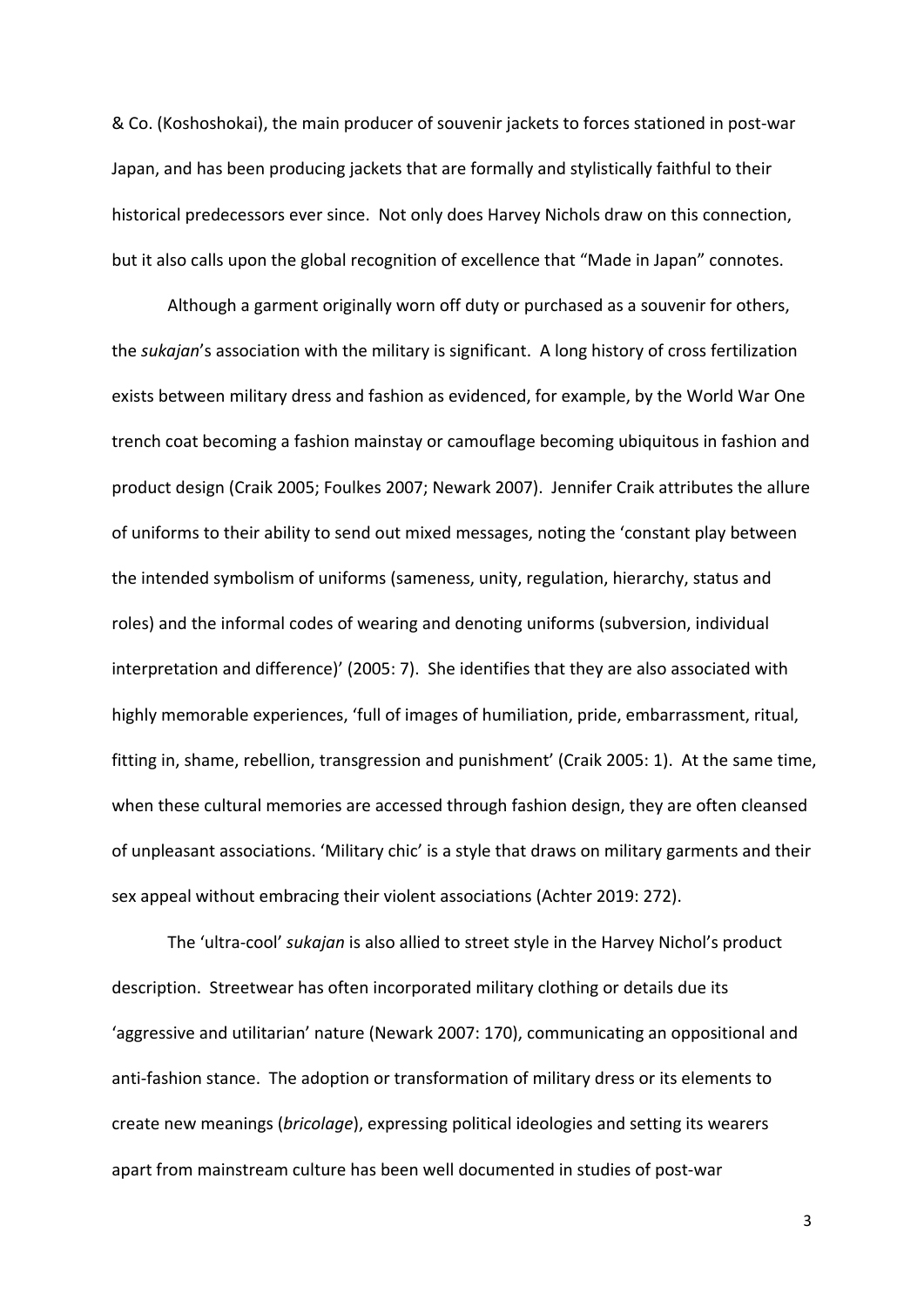& Co. (Koshoshokai), the main producer of souvenir jackets to forces stationed in post-war Japan, and has been producing jackets that are formally and stylistically faithful to their historical predecessors ever since. Not only does Harvey Nichols draw on this connection, but it also calls upon the global recognition of excellence that "Made in Japan" connotes.

Although a garment originally worn off duty or purchased as a souvenir for others, the *sukajan*'s association with the military is significant. A long history of cross fertilization exists between military dress and fashion as evidenced, for example, by the World War One trench coat becoming a fashion mainstay or camouflage becoming ubiquitous in fashion and product design (Craik 2005; Foulkes 2007; Newark 2007). Jennifer Craik attributes the allure of uniforms to their ability to send out mixed messages, noting the 'constant play between the intended symbolism of uniforms (sameness, unity, regulation, hierarchy, status and roles) and the informal codes of wearing and denoting uniforms (subversion, individual interpretation and difference)' (2005: 7). She identifies that they are also associated with highly memorable experiences, 'full of images of humiliation, pride, embarrassment, ritual, fitting in, shame, rebellion, transgression and punishment' (Craik 2005: 1). At the same time, when these cultural memories are accessed through fashion design, they are often cleansed of unpleasant associations. 'Military chic' is a style that draws on military garments and their sex appeal without embracing their violent associations (Achter 2019: 272).

The 'ultra-cool' *sukajan* is also allied to street style in the Harvey Nichol's product description. Streetwear has often incorporated military clothing or details due its 'aggressive and utilitarian' nature (Newark 2007: 170), communicating an oppositional and anti-fashion stance. The adoption or transformation of military dress or its elements to create new meanings (*bricolage*), expressing political ideologies and setting its wearers apart from mainstream culture has been well documented in studies of post-war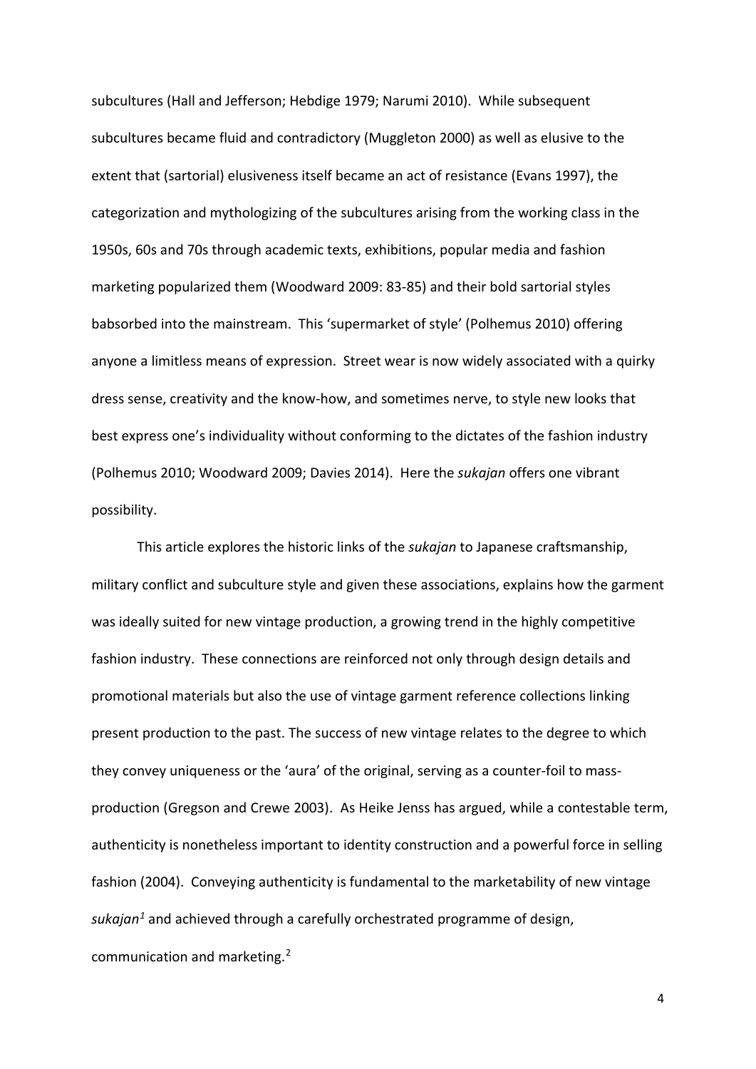subcultures (Hall and Jefferson; Hebdige 1979; Narumi 2010). While subsequent subcultures became fluid and contradictory (Muggleton 2000) as well as elusive to the extent that (sartorial) elusiveness itself became an act of resistance (Evans 1997), the categorization and mythologizing of the subcultures arising from the working class in the 1950s, 60s and 70s through academic texts, exhibitions, popular media and fashion marketing popularized them (Woodward 2009: 83-85) and their bold sartorial styles babsorbed into the mainstream. This 'supermarket of style' (Polhemus 2010) offering anyone a limitless means of expression. Street wear is now widely associated with a quirky dress sense, creativity and the know-how, and sometimes nerve, to style new looks that best express one's individuality without conforming to the dictates of the fashion industry (Polhemus 2010; Woodward 2009; Davies 2014). Here the *sukajan* offers one vibrant possibility.

This article explores the historic links of the *sukajan* to Japanese craftsmanship, military conflict and subculture style and given these associations, explains how the garment was ideally suited for new vintage production, a growing trend in the highly competitive fashion industry. These connections are reinforced not only through design details and promotional materials but also the use of vintage garment reference collections linking present production to the past. The success of new vintage relates to the degree to which they convey uniqueness or the 'aura' of the original, serving as a counter-foil to mass-production (Gregson and Crewe 2003). As Heike Jenss has argued, while a contestable term, authenticity is nonetheless important to identity construction and a powerful force in selling fashion (2004). Conveying authenticity is fundamental to the marketability of new vintage *sukajan*[1] and achieved through a carefully orchestrated programme of design, communication and marketing.[2]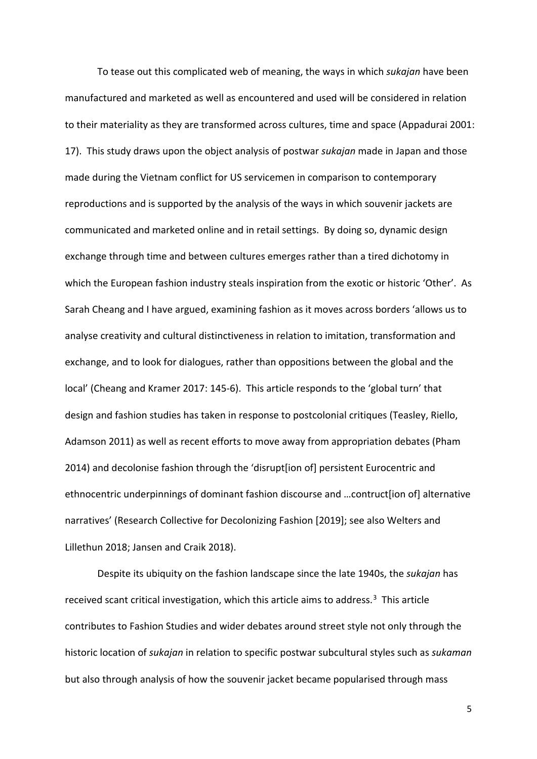To tease out this complicated web of meaning, the ways in which *sukajan* have been manufactured and marketed as well as encountered and used will be considered in relation to their materiality as they are transformed across cultures, time and space (Appadurai 2001: 17). This study draws upon the object analysis of postwar *sukajan* made in Japan and those made during the Vietnam conflict for US servicemen in comparison to contemporary reproductions and is supported by the analysis of the ways in which souvenir jackets are communicated and marketed online and in retail settings. By doing so, dynamic design exchange through time and between cultures emerges rather than a tired dichotomy in which the European fashion industry steals inspiration from the exotic or historic 'Other'. As Sarah Cheang and I have argued, examining fashion as it moves across borders 'allows us to analyse creativity and cultural distinctiveness in relation to imitation, transformation and exchange, and to look for dialogues, rather than oppositions between the global and the local' (Cheang and Kramer 2017: 145-6). This article responds to the 'global turn' that design and fashion studies has taken in response to postcolonial critiques (Teasley, Riello, Adamson 2011) as well as recent efforts to move away from appropriation debates (Pham 2014) and decolonise fashion through the 'disrupt[ion of] persistent Eurocentric and ethnocentric underpinnings of dominant fashion discourse and …contruct[ion of] alternative narratives' (Research Collective for Decolonizing Fashion [2019]; see also Welters and Lillethun 2018; Jansen and Craik 2018).

Despite its ubiquity on the fashion landscape since the late 1940s, the *sukajan* has received scant critical investigation, which this article aims to address.[3] This article contributes to Fashion Studies and wider debates around street style not only through the historic location of *sukajan* in relation to specific postwar subcultural styles such as *sukaman* but also through analysis of how the souvenir jacket became popularised through mass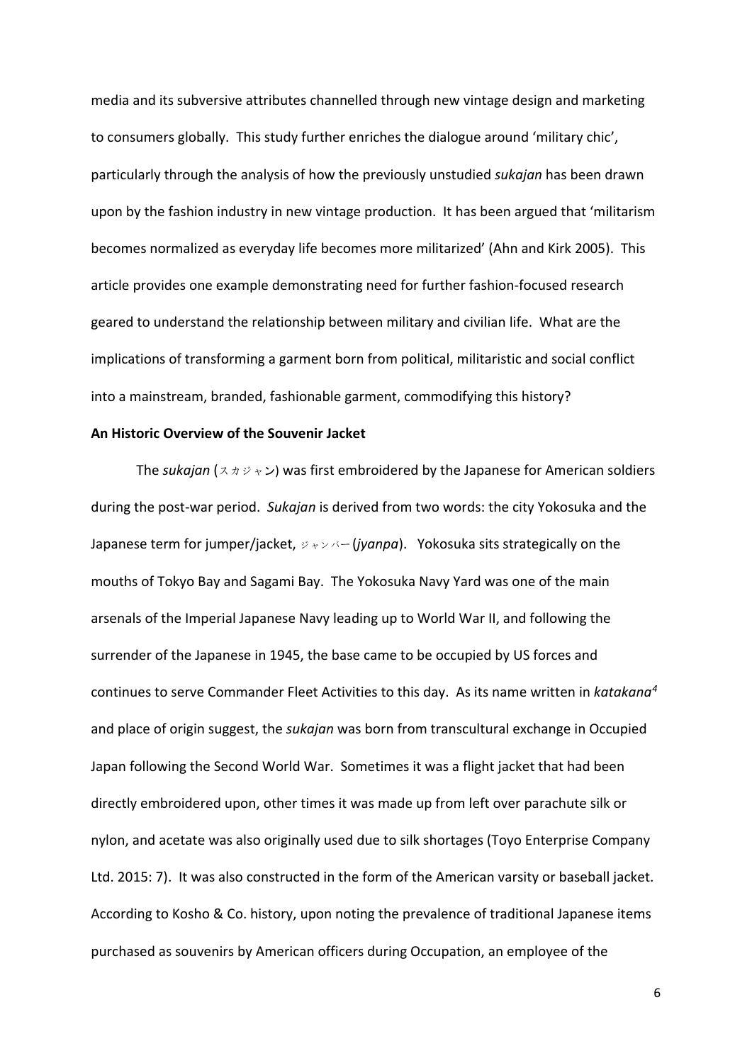media and its subversive attributes channelled through new vintage design and marketing to consumers globally. This study further enriches the dialogue around 'military chic', particularly through the analysis of how the previously unstudied *sukajan* has been drawn upon by the fashion industry in new vintage production. It has been argued that 'militarism becomes normalized as everyday life becomes more militarized' (Ahn and Kirk 2005). This article provides one example demonstrating need for further fashion-focused research geared to understand the relationship between military and civilian life. What are the implications of transforming a garment born from political, militaristic and social conflict into a mainstream, branded, fashionable garment, commodifying this history?

**An Historic Overview of the Souvenir Jacket**

The *sukajan* (スカジャン) was first embroidered by the Japanese for American soldiers during the post-war period. *Sukajan* is derived from two words: the city Yokosuka and the Japanese term for jumper/jacket, ジャンパー (*jyanpa*). Yokosuka sits strategically on the mouths of Tokyo Bay and Sagami Bay. The Yokosuka Navy Yard was one of the main arsenals of the Imperial Japanese Navy leading up to World War II, and following the surrender of the Japanese in 1945, the base came to be occupied by US forces and continues to serve Commander Fleet Activities to this day. As its name written in *katakana*[4] and place of origin suggest, the *sukajan* was born from transcultural exchange in Occupied Japan following the Second World War. Sometimes it was a flight jacket that had been directly embroidered upon, other times it was made up from left over parachute silk or nylon, and acetate was also originally used due to silk shortages (Toyo Enterprise Company Ltd. 2015: 7). It was also constructed in the form of the American varsity or baseball jacket. According to Kosho & Co. history, upon noting the prevalence of traditional Japanese items purchased as souvenirs by American officers during Occupation, an employee of the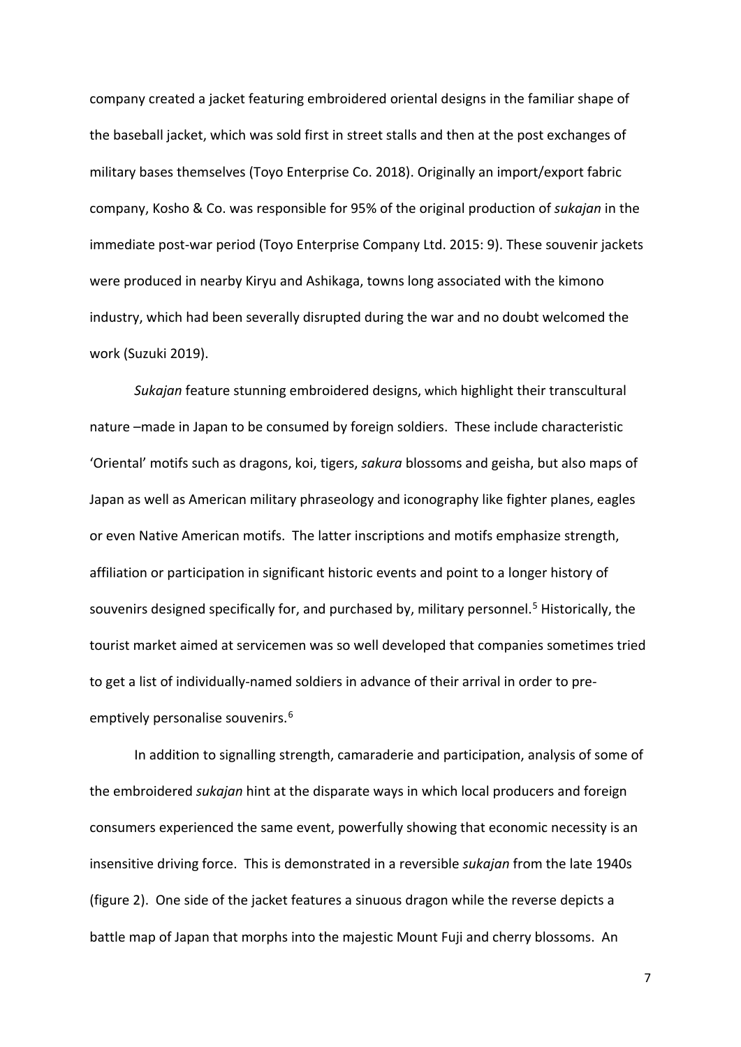company created a jacket featuring embroidered oriental designs in the familiar shape of the baseball jacket, which was sold first in street stalls and then at the post exchanges of military bases themselves (Toyo Enterprise Co. 2018). Originally an import/export fabric company, Kosho & Co. was responsible for 95% of the original production of *sukajan* in the immediate post-war period (Toyo Enterprise Company Ltd. 2015: 9). These souvenir jackets were produced in nearby Kiryu and Ashikaga, towns long associated with the kimono industry, which had been severally disrupted during the war and no doubt welcomed the work (Suzuki 2019).

*Sukajan* feature stunning embroidered designs, which highlight their transcultural nature –made in Japan to be consumed by foreign soldiers. These include characteristic 'Oriental' motifs such as dragons, koi, tigers, *sakura* blossoms and geisha, but also maps of Japan as well as American military phraseology and iconography like fighter planes, eagles or even Native American motifs. The latter inscriptions and motifs emphasize strength, affiliation or participation in significant historic events and point to a longer history of souvenirs designed specifically for, and purchased by, military personnel.[5] Historically, the tourist market aimed at servicemen was so well developed that companies sometimes tried to get a list of individually-named soldiers in advance of their arrival in order to pre-emptively personalise souvenirs.[6]

In addition to signalling strength, camaraderie and participation, analysis of some of the embroidered *sukajan* hint at the disparate ways in which local producers and foreign consumers experienced the same event, powerfully showing that economic necessity is an insensitive driving force. This is demonstrated in a reversible *sukajan* from the late 1940s (figure 2). One side of the jacket features a sinuous dragon while the reverse depicts a battle map of Japan that morphs into the majestic Mount Fuji and cherry blossoms. An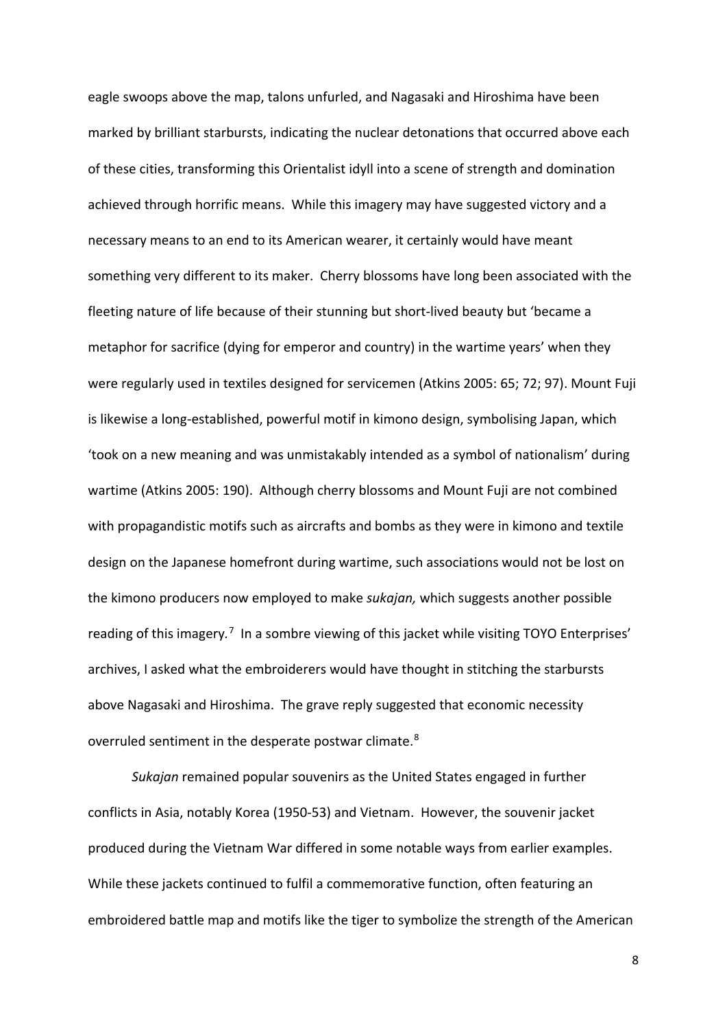eagle swoops above the map, talons unfurled, and Nagasaki and Hiroshima have been marked by brilliant starbursts, indicating the nuclear detonations that occurred above each of these cities, transforming this Orientalist idyll into a scene of strength and domination achieved through horrific means. While this imagery may have suggested victory and a necessary means to an end to its American wearer, it certainly would have meant something very different to its maker. Cherry blossoms have long been associated with the fleeting nature of life because of their stunning but short-lived beauty but 'became a metaphor for sacrifice (dying for emperor and country) in the wartime years' when they were regularly used in textiles designed for servicemen (Atkins 2005: 65; 72; 97). Mount Fuji is likewise a long-established, powerful motif in kimono design, symbolising Japan, which 'took on a new meaning and was unmistakably intended as a symbol of nationalism' during wartime (Atkins 2005: 190). Although cherry blossoms and Mount Fuji are not combined with propagandistic motifs such as aircrafts and bombs as they were in kimono and textile design on the Japanese homefront during wartime, such associations would not be lost on the kimono producers now employed to make *sukajan,* which suggests another possible reading of this imagery.[7] In a sombre viewing of this jacket while visiting TOYO Enterprises' archives, I asked what the embroiderers would have thought in stitching the starbursts above Nagasaki and Hiroshima. The grave reply suggested that economic necessity overruled sentiment in the desperate postwar climate.[8]

*Sukajan* remained popular souvenirs as the United States engaged in further conflicts in Asia, notably Korea (1950-53) and Vietnam. However, the souvenir jacket produced during the Vietnam War differed in some notable ways from earlier examples. While these jackets continued to fulfil a commemorative function, often featuring an embroidered battle map and motifs like the tiger to symbolize the strength of the American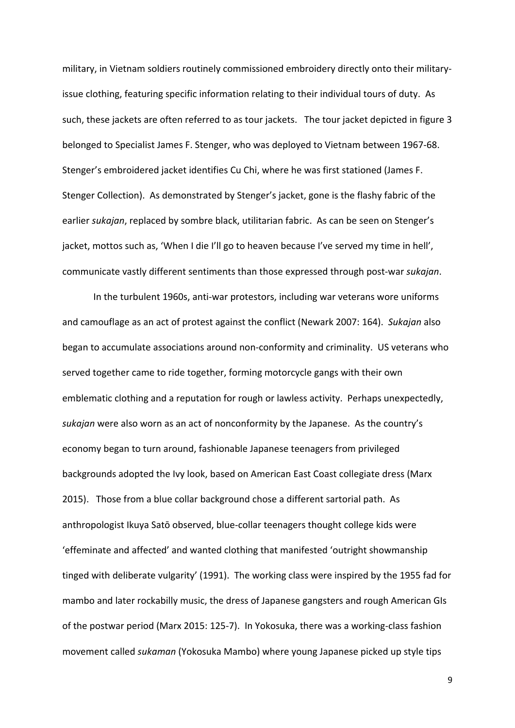military, in Vietnam soldiers routinely commissioned embroidery directly onto their military-issue clothing, featuring specific information relating to their individual tours of duty. As such, these jackets are often referred to as tour jackets. The tour jacket depicted in figure 3 belonged to Specialist James F. Stenger, who was deployed to Vietnam between 1967-68. Stenger's embroidered jacket identifies Cu Chi, where he was first stationed (James F. Stenger Collection). As demonstrated by Stenger's jacket, gone is the flashy fabric of the earlier *sukajan*, replaced by sombre black, utilitarian fabric. As can be seen on Stenger's jacket, mottos such as, 'When I die I'll go to heaven because I've served my time in hell', communicate vastly different sentiments than those expressed through post-war *sukajan*.

In the turbulent 1960s, anti-war protestors, including war veterans wore uniforms and camouflage as an act of protest against the conflict (Newark 2007: 164). *Sukajan* also began to accumulate associations around non-conformity and criminality. US veterans who served together came to ride together, forming motorcycle gangs with their own emblematic clothing and a reputation for rough or lawless activity. Perhaps unexpectedly, *sukajan* were also worn as an act of nonconformity by the Japanese. As the country's economy began to turn around, fashionable Japanese teenagers from privileged backgrounds adopted the Ivy look, based on American East Coast collegiate dress (Marx 2015). Those from a blue collar background chose a different sartorial path. As anthropologist Ikuya Satō observed, blue-collar teenagers thought college kids were 'effeminate and affected' and wanted clothing that manifested 'outright showmanship tinged with deliberate vulgarity' (1991). The working class were inspired by the 1955 fad for mambo and later rockabilly music, the dress of Japanese gangsters and rough American GIs of the postwar period (Marx 2015: 125-7). In Yokosuka, there was a working-class fashion movement called *sukaman* (Yokosuka Mambo) where young Japanese picked up style tips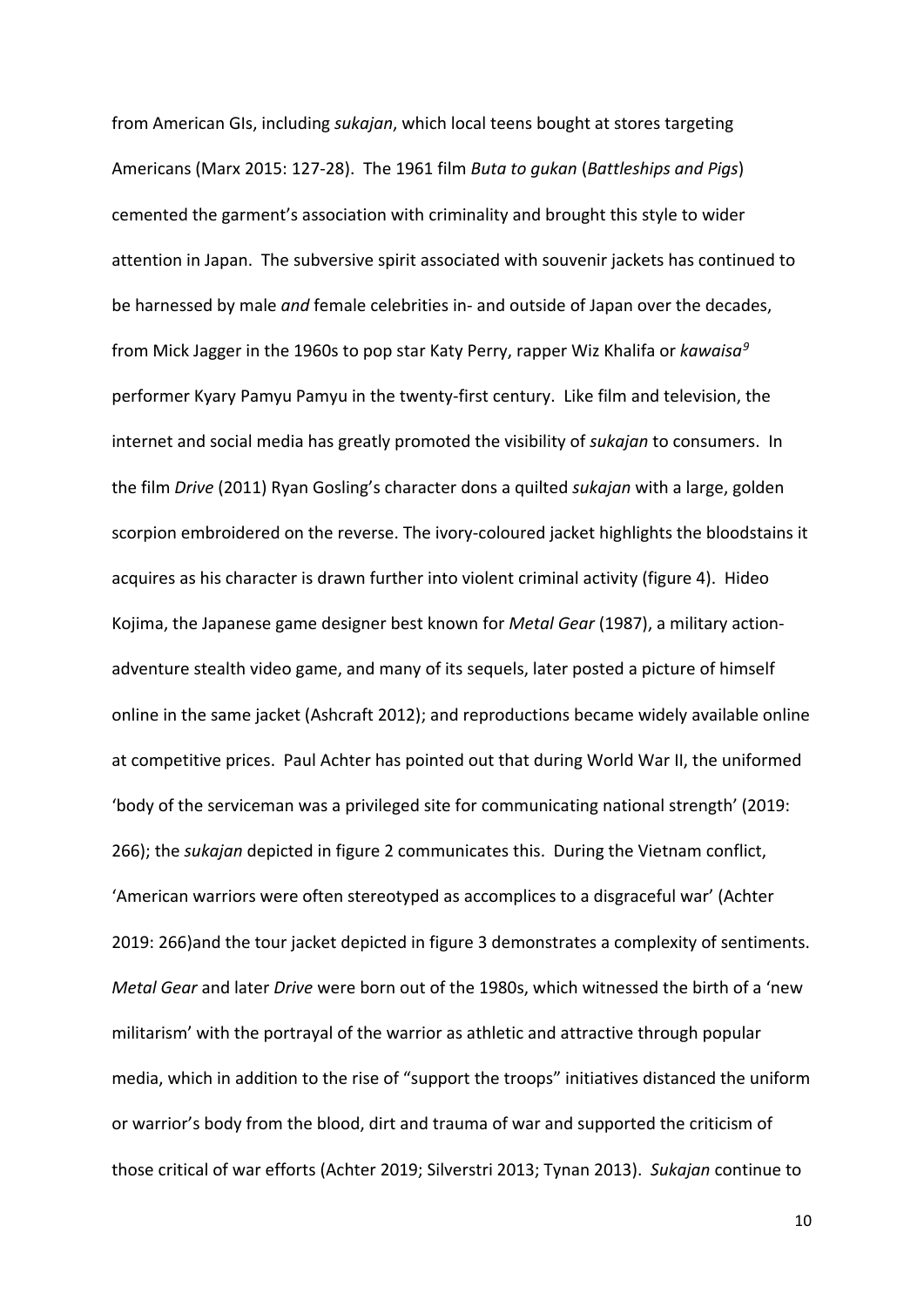from American GIs, including *sukajan*, which local teens bought at stores targeting Americans (Marx 2015: 127-28). The 1961 film *Buta to gukan* (*Battleships and Pigs*) cemented the garment's association with criminality and brought this style to wider attention in Japan. The subversive spirit associated with souvenir jackets has continued to be harnessed by male *and* female celebrities in- and outside of Japan over the decades, from Mick Jagger in the 1960s to pop star Katy Perry, rapper Wiz Khalifa or *kawaisa*[9] performer Kyary Pamyu Pamyu in the twenty-first century. Like film and television, the internet and social media has greatly promoted the visibility of *sukajan* to consumers. In the film *Drive* (2011) Ryan Gosling's character dons a quilted *sukajan* with a large, golden scorpion embroidered on the reverse. The ivory-coloured jacket highlights the bloodstains it acquires as his character is drawn further into violent criminal activity (figure 4). Hideo Kojima, the Japanese game designer best known for *Metal Gear* (1987), a military action-adventure stealth video game, and many of its sequels, later posted a picture of himself online in the same jacket (Ashcraft 2012); and reproductions became widely available online at competitive prices. Paul Achter has pointed out that during World War II, the uniformed 'body of the serviceman was a privileged site for communicating national strength' (2019: 266); the *sukajan* depicted in figure 2 communicates this. During the Vietnam conflict, 'American warriors were often stereotyped as accomplices to a disgraceful war' (Achter 2019: 266)and the tour jacket depicted in figure 3 demonstrates a complexity of sentiments. *Metal Gear* and later *Drive* were born out of the 1980s, which witnessed the birth of a 'new militarism' with the portrayal of the warrior as athletic and attractive through popular media, which in addition to the rise of "support the troops" initiatives distanced the uniform or warrior's body from the blood, dirt and trauma of war and supported the criticism of those critical of war efforts (Achter 2019; Silverstri 2013; Tynan 2013). *Sukajan* continue to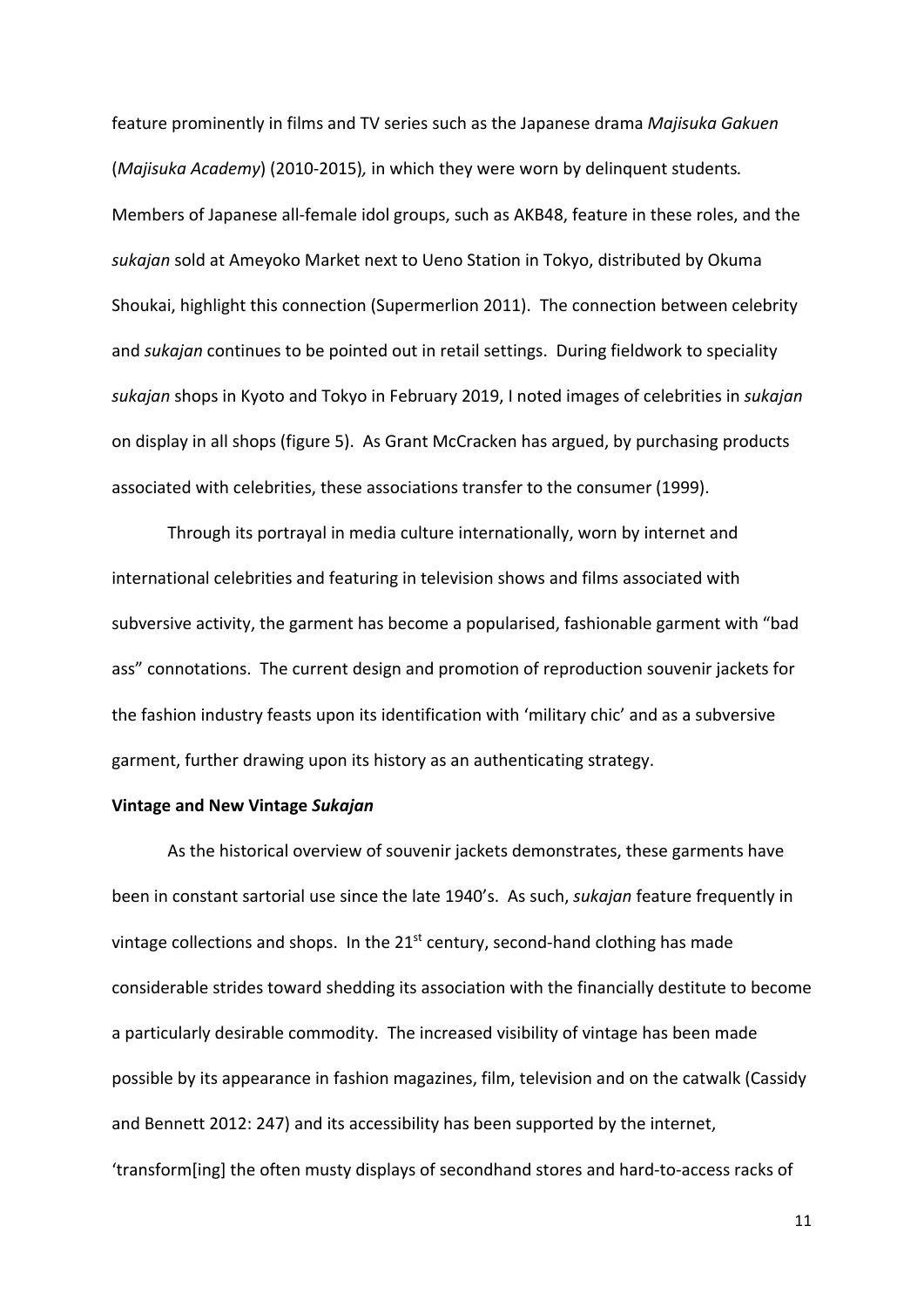feature prominently in films and TV series such as the Japanese drama *Majisuka Gakuen* (*Majisuka Academy*) (2010-2015)*,* in which they were worn by delinquent students*.* Members of Japanese all-female idol groups, such as AKB48, feature in these roles, and the *sukajan* sold at Ameyoko Market next to Ueno Station in Tokyo, distributed by Okuma Shoukai, highlight this connection (Supermerlion 2011). The connection between celebrity and *sukajan* continues to be pointed out in retail settings. During fieldwork to speciality *sukajan* shops in Kyoto and Tokyo in February 2019, I noted images of celebrities in *sukajan* on display in all shops (figure 5). As Grant McCracken has argued, by purchasing products associated with celebrities, these associations transfer to the consumer (1999).

Through its portrayal in media culture internationally, worn by internet and international celebrities and featuring in television shows and films associated with subversive activity, the garment has become a popularised, fashionable garment with "bad ass" connotations. The current design and promotion of reproduction souvenir jackets for the fashion industry feasts upon its identification with 'military chic' and as a subversive garment, further drawing upon its history as an authenticating strategy.

**Vintage and New Vintage *Sukajan***

As the historical overview of souvenir jackets demonstrates, these garments have been in constant sartorial use since the late 1940's. As such, *sukajan* feature frequently in vintage collections and shops. In the 21st century, second-hand clothing has made considerable strides toward shedding its association with the financially destitute to become a particularly desirable commodity. The increased visibility of vintage has been made possible by its appearance in fashion magazines, film, television and on the catwalk (Cassidy and Bennett 2012: 247) and its accessibility has been supported by the internet, 'transform[ing] the often musty displays of secondhand stores and hard-to-access racks of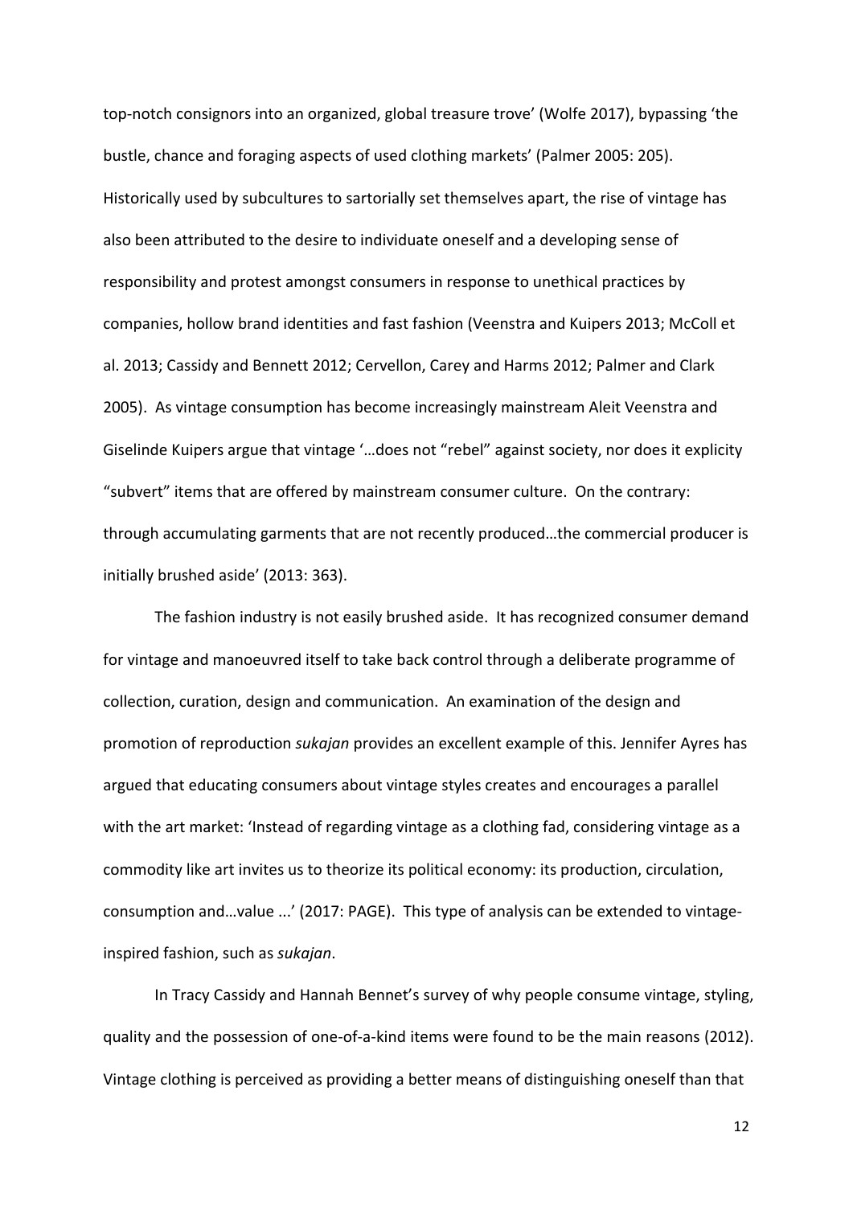top-notch consignors into an organized, global treasure trove' (Wolfe 2017), bypassing 'the bustle, chance and foraging aspects of used clothing markets' (Palmer 2005: 205). Historically used by subcultures to sartorially set themselves apart, the rise of vintage has also been attributed to the desire to individuate oneself and a developing sense of responsibility and protest amongst consumers in response to unethical practices by companies, hollow brand identities and fast fashion (Veenstra and Kuipers 2013; McColl et al. 2013; Cassidy and Bennett 2012; Cervellon, Carey and Harms 2012; Palmer and Clark 2005). As vintage consumption has become increasingly mainstream Aleit Veenstra and Giselinde Kuipers argue that vintage '…does not "rebel" against society, nor does it explicity "subvert" items that are offered by mainstream consumer culture. On the contrary: through accumulating garments that are not recently produced…the commercial producer is initially brushed aside' (2013: 363).

The fashion industry is not easily brushed aside. It has recognized consumer demand for vintage and manoeuvred itself to take back control through a deliberate programme of collection, curation, design and communication. An examination of the design and promotion of reproduction *sukajan* provides an excellent example of this. Jennifer Ayres has argued that educating consumers about vintage styles creates and encourages a parallel with the art market: 'Instead of regarding vintage as a clothing fad, considering vintage as a commodity like art invites us to theorize its political economy: its production, circulation, consumption and…value ...' (2017: PAGE). This type of analysis can be extended to vintage-inspired fashion, such as *sukajan*.

In Tracy Cassidy and Hannah Bennet's survey of why people consume vintage, styling, quality and the possession of one-of-a-kind items were found to be the main reasons (2012). Vintage clothing is perceived as providing a better means of distinguishing oneself than that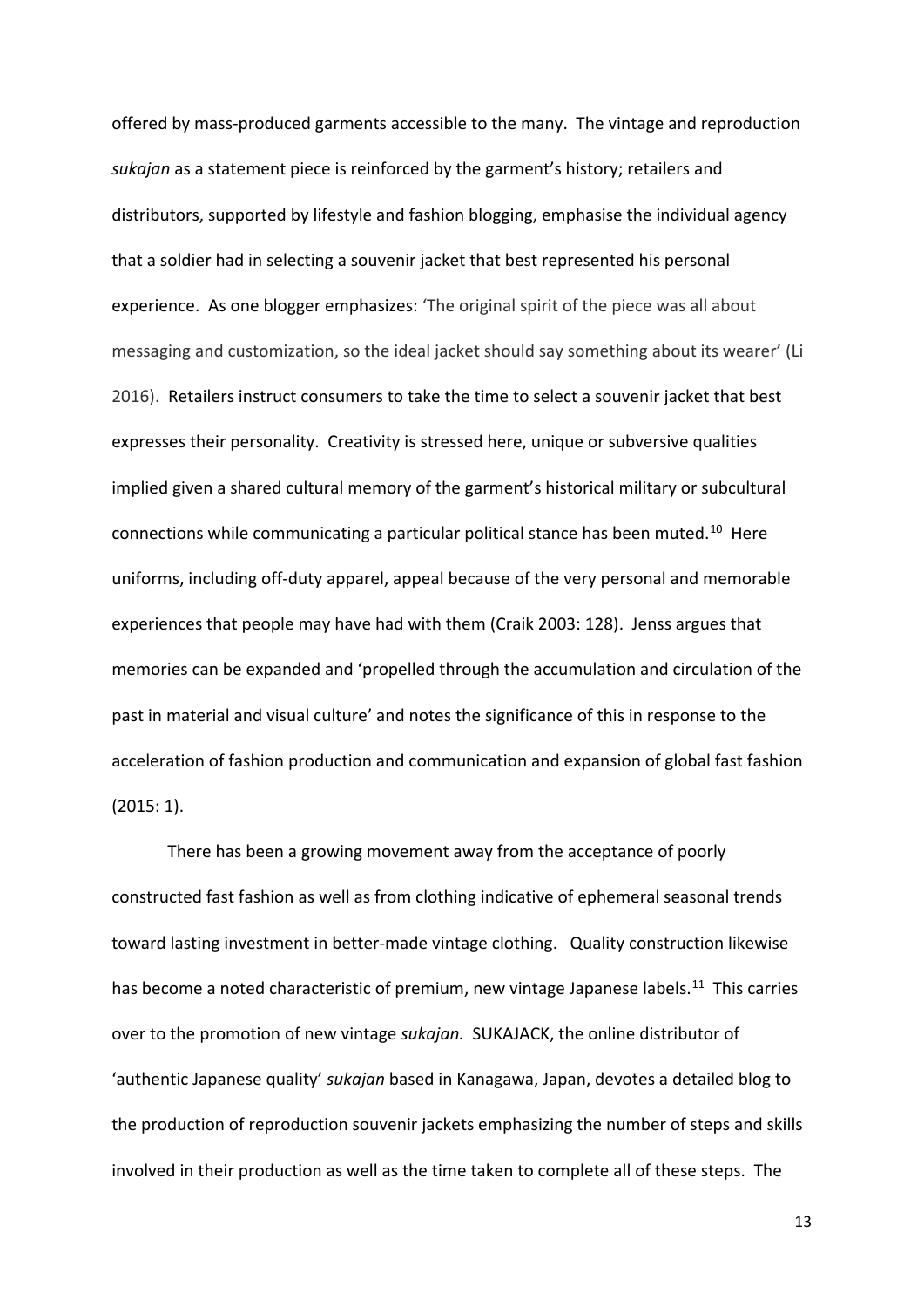offered by mass-produced garments accessible to the many. The vintage and reproduction *sukajan* as a statement piece is reinforced by the garment's history; retailers and distributors, supported by lifestyle and fashion blogging, emphasise the individual agency that a soldier had in selecting a souvenir jacket that best represented his personal experience. As one blogger emphasizes: 'The original spirit of the piece was all about messaging and customization, so the ideal jacket should say something about its wearer' (Li 2016). Retailers instruct consumers to take the time to select a souvenir jacket that best expresses their personality. Creativity is stressed here, unique or subversive qualities implied given a shared cultural memory of the garment's historical military or subcultural connections while communicating a particular political stance has been muted.[10] Here uniforms, including off-duty apparel, appeal because of the very personal and memorable experiences that people may have had with them (Craik 2003: 128). Jenss argues that memories can be expanded and 'propelled through the accumulation and circulation of the past in material and visual culture' and notes the significance of this in response to the acceleration of fashion production and communication and expansion of global fast fashion (2015: 1).

There has been a growing movement away from the acceptance of poorly constructed fast fashion as well as from clothing indicative of ephemeral seasonal trends toward lasting investment in better-made vintage clothing. Quality construction likewise has become a noted characteristic of premium, new vintage Japanese labels.[11] This carries over to the promotion of new vintage *sukajan.* SUKAJACK, the online distributor of 'authentic Japanese quality' *sukajan* based in Kanagawa, Japan, devotes a detailed blog to the production of reproduction souvenir jackets emphasizing the number of steps and skills involved in their production as well as the time taken to complete all of these steps. The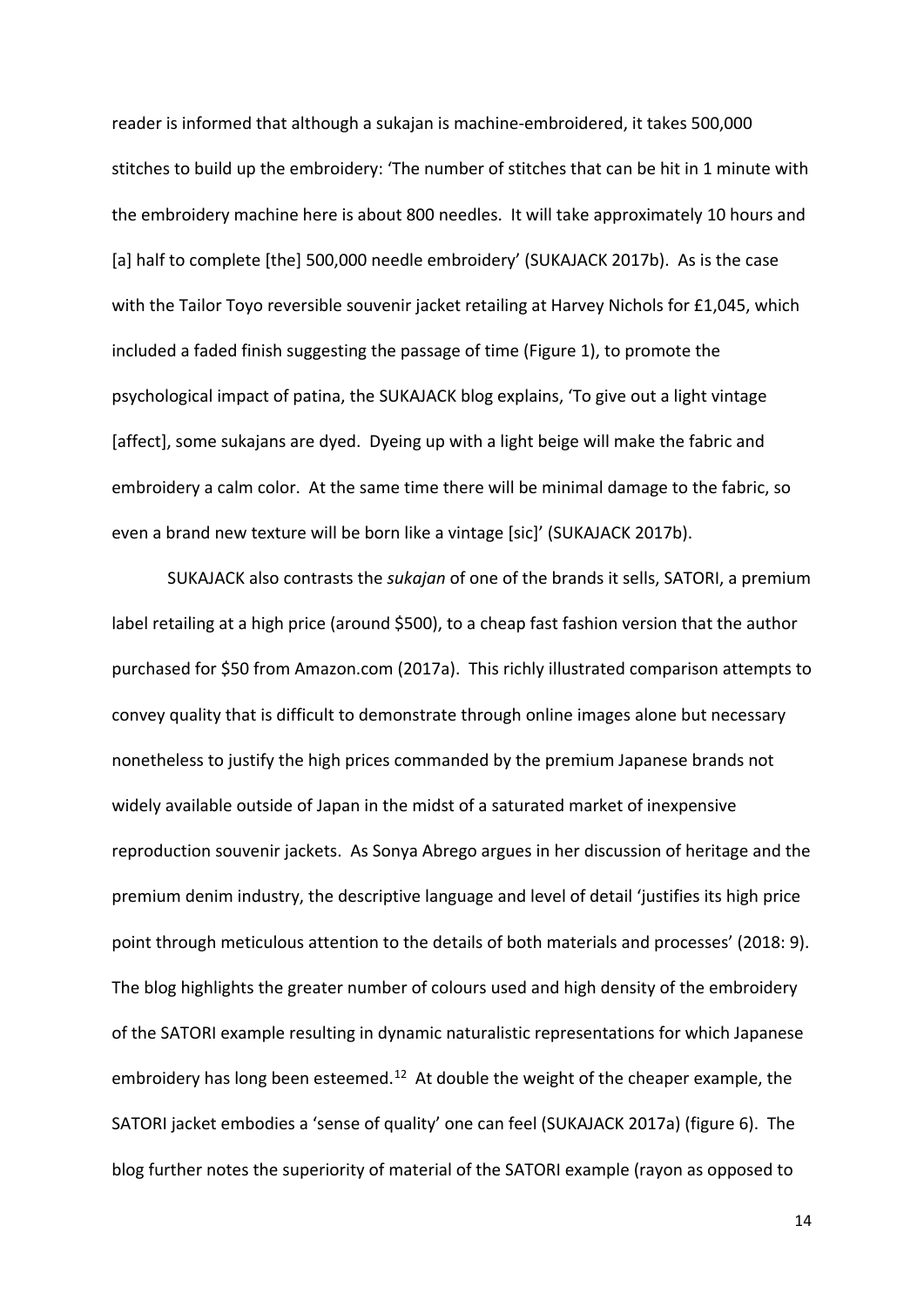reader is informed that although a sukajan is machine-embroidered, it takes 500,000 stitches to build up the embroidery: 'The number of stitches that can be hit in 1 minute with the embroidery machine here is about 800 needles. It will take approximately 10 hours and [a] half to complete [the] 500,000 needle embroidery' (SUKAJACK 2017b). As is the case with the Tailor Toyo reversible souvenir jacket retailing at Harvey Nichols for £1,045, which included a faded finish suggesting the passage of time (Figure 1), to promote the psychological impact of patina, the SUKAJACK blog explains, 'To give out a light vintage [affect], some sukajans are dyed. Dyeing up with a light beige will make the fabric and embroidery a calm color. At the same time there will be minimal damage to the fabric, so even a brand new texture will be born like a vintage [sic]' (SUKAJACK 2017b).

SUKAJACK also contrasts the *sukajan* of one of the brands it sells, SATORI, a premium label retailing at a high price (around $500), to a cheap fast fashion version that the author purchased for $50 from Amazon.com (2017a). This richly illustrated comparison attempts to convey quality that is difficult to demonstrate through online images alone but necessary nonetheless to justify the high prices commanded by the premium Japanese brands not widely available outside of Japan in the midst of a saturated market of inexpensive reproduction souvenir jackets. As Sonya Abrego argues in her discussion of heritage and the premium denim industry, the descriptive language and level of detail 'justifies its high price point through meticulous attention to the details of both materials and processes' (2018: 9). The blog highlights the greater number of colours used and high density of the embroidery of the SATORI example resulting in dynamic naturalistic representations for which Japanese embroidery has long been esteemed.[12] At double the weight of the cheaper example, the SATORI jacket embodies a 'sense of quality' one can feel (SUKAJACK 2017a) (figure 6). The blog further notes the superiority of material of the SATORI example (rayon as opposed to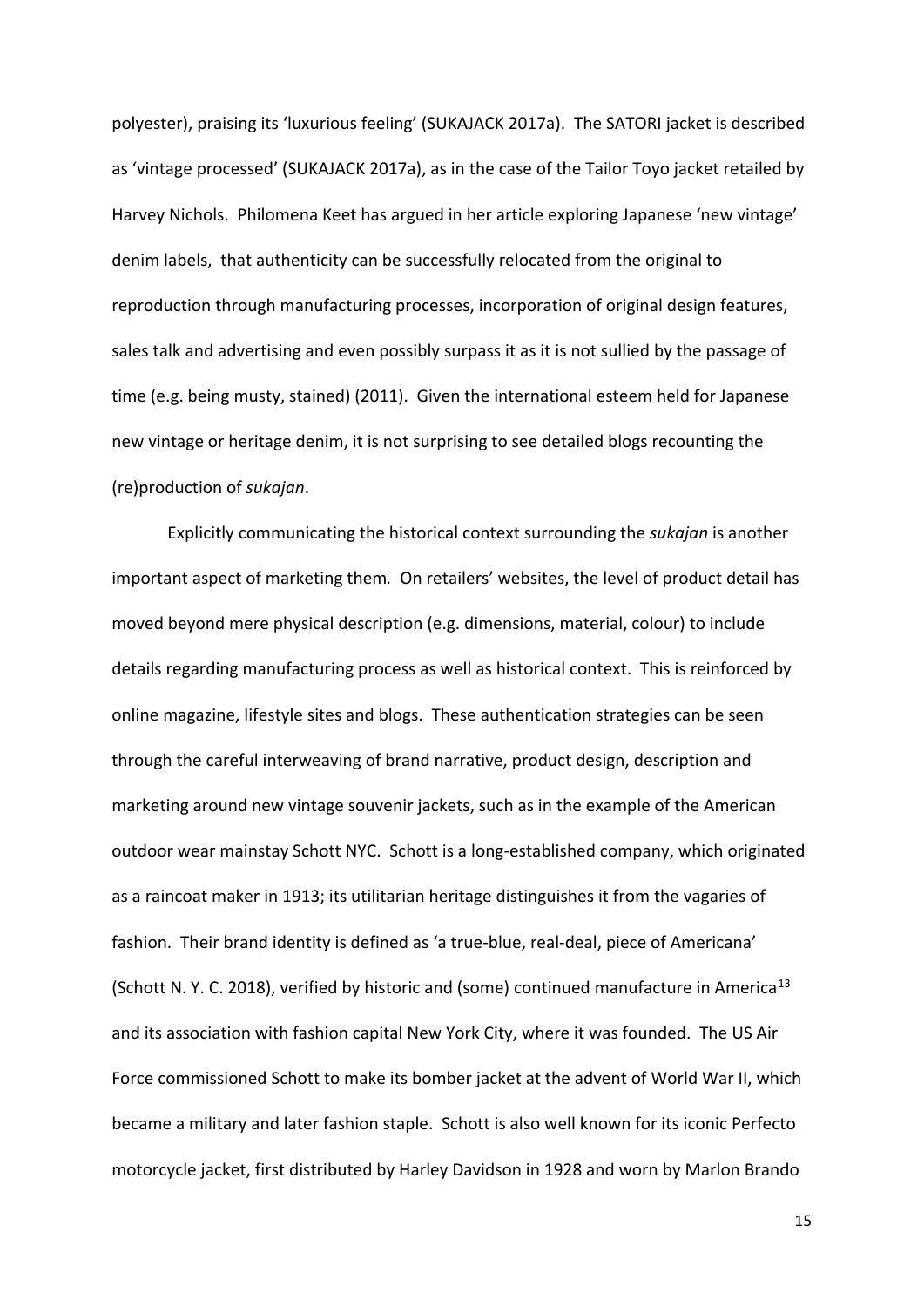polyester), praising its 'luxurious feeling' (SUKAJACK 2017a). The SATORI jacket is described as 'vintage processed' (SUKAJACK 2017a), as in the case of the Tailor Toyo jacket retailed by Harvey Nichols. Philomena Keet has argued in her article exploring Japanese 'new vintage' denim labels, that authenticity can be successfully relocated from the original to reproduction through manufacturing processes, incorporation of original design features, sales talk and advertising and even possibly surpass it as it is not sullied by the passage of time (e.g. being musty, stained) (2011). Given the international esteem held for Japanese new vintage or heritage denim, it is not surprising to see detailed blogs recounting the (re)production of *sukajan*.

Explicitly communicating the historical context surrounding the *sukajan* is another important aspect of marketing them. On retailers' websites, the level of product detail has moved beyond mere physical description (e.g. dimensions, material, colour) to include details regarding manufacturing process as well as historical context. This is reinforced by online magazine, lifestyle sites and blogs. These authentication strategies can be seen through the careful interweaving of brand narrative, product design, description and marketing around new vintage souvenir jackets, such as in the example of the American outdoor wear mainstay Schott NYC. Schott is a long-established company, which originated as a raincoat maker in 1913; its utilitarian heritage distinguishes it from the vagaries of fashion. Their brand identity is defined as 'a true-blue, real-deal, piece of Americana' (Schott N. Y. C. 2018), verified by historic and (some) continued manufacture in America[13] and its association with fashion capital New York City, where it was founded. The US Air Force commissioned Schott to make its bomber jacket at the advent of World War II, which became a military and later fashion staple. Schott is also well known for its iconic Perfecto motorcycle jacket, first distributed by Harley Davidson in 1928 and worn by Marlon Brando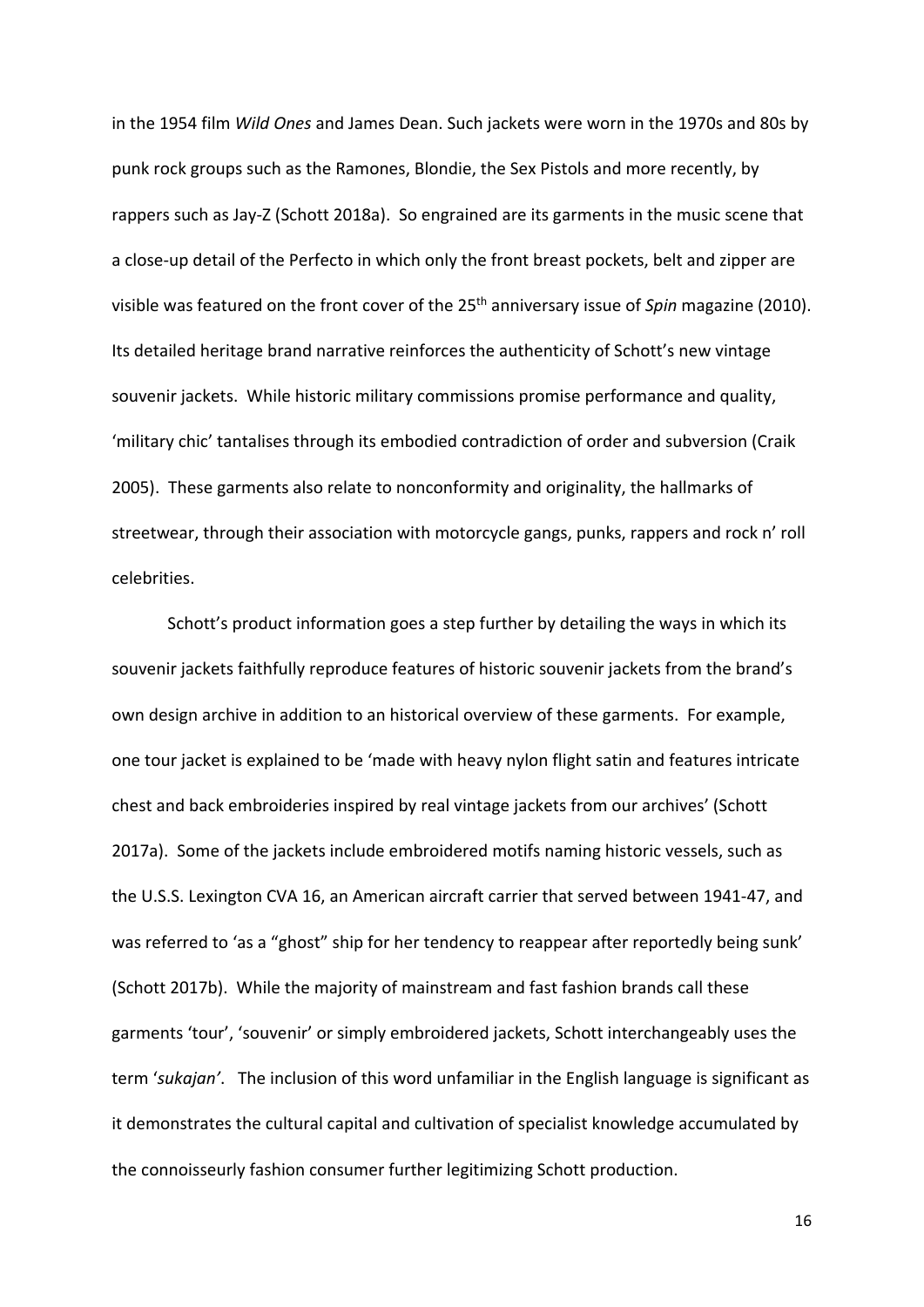in the 1954 film *Wild Ones* and James Dean. Such jackets were worn in the 1970s and 80s by punk rock groups such as the Ramones, Blondie, the Sex Pistols and more recently, by rappers such as Jay-Z (Schott 2018a). So engrained are its garments in the music scene that a close-up detail of the Perfecto in which only the front breast pockets, belt and zipper are visible was featured on the front cover of the 25th anniversary issue of *Spin* magazine (2010). Its detailed heritage brand narrative reinforces the authenticity of Schott's new vintage souvenir jackets. While historic military commissions promise performance and quality, 'military chic' tantalises through its embodied contradiction of order and subversion (Craik 2005). These garments also relate to nonconformity and originality, the hallmarks of streetwear, through their association with motorcycle gangs, punks, rappers and rock n' roll celebrities.

Schott's product information goes a step further by detailing the ways in which its souvenir jackets faithfully reproduce features of historic souvenir jackets from the brand's own design archive in addition to an historical overview of these garments. For example, one tour jacket is explained to be 'made with heavy nylon flight satin and features intricate chest and back embroideries inspired by real vintage jackets from our archives' (Schott 2017a). Some of the jackets include embroidered motifs naming historic vessels, such as the U.S.S. Lexington CVA 16, an American aircraft carrier that served between 1941-47, and was referred to 'as a "ghost" ship for her tendency to reappear after reportedly being sunk' (Schott 2017b). While the majority of mainstream and fast fashion brands call these garments 'tour', 'souvenir' or simply embroidered jackets, Schott interchangeably uses the term '*sukajan'*. The inclusion of this word unfamiliar in the English language is significant as it demonstrates the cultural capital and cultivation of specialist knowledge accumulated by the connoisseurly fashion consumer further legitimizing Schott production.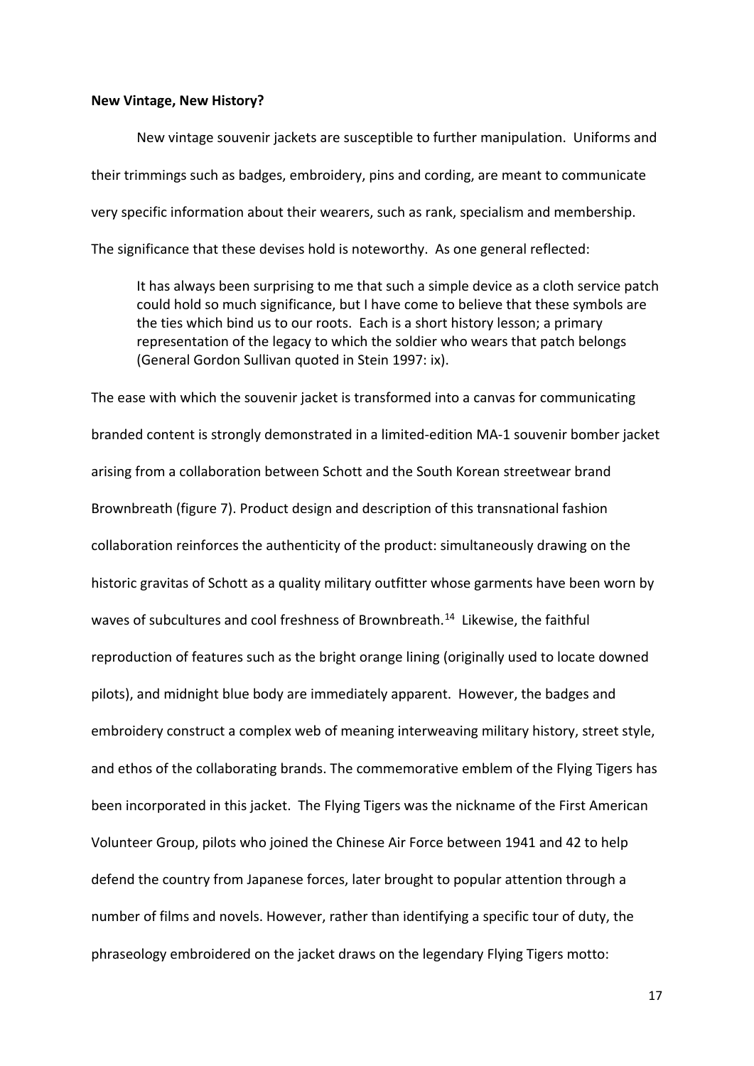**New Vintage, New History?**

New vintage souvenir jackets are susceptible to further manipulation. Uniforms and their trimmings such as badges, embroidery, pins and cording, are meant to communicate very specific information about their wearers, such as rank, specialism and membership. The significance that these devises hold is noteworthy. As one general reflected:

> It has always been surprising to me that such a simple device as a cloth service patch could hold so much significance, but I have come to believe that these symbols are the ties which bind us to our roots. Each is a short history lesson; a primary representation of the legacy to which the soldier who wears that patch belongs (General Gordon Sullivan quoted in Stein 1997: ix).

The ease with which the souvenir jacket is transformed into a canvas for communicating branded content is strongly demonstrated in a limited-edition MA-1 souvenir bomber jacket arising from a collaboration between Schott and the South Korean streetwear brand Brownbreath (figure 7). Product design and description of this transnational fashion collaboration reinforces the authenticity of the product: simultaneously drawing on the historic gravitas of Schott as a quality military outfitter whose garments have been worn by waves of subcultures and cool freshness of Brownbreath.[14] Likewise, the faithful reproduction of features such as the bright orange lining (originally used to locate downed pilots), and midnight blue body are immediately apparent. However, the badges and embroidery construct a complex web of meaning interweaving military history, street style, and ethos of the collaborating brands. The commemorative emblem of the Flying Tigers has been incorporated in this jacket. The Flying Tigers was the nickname of the First American Volunteer Group, pilots who joined the Chinese Air Force between 1941 and 42 to help defend the country from Japanese forces, later brought to popular attention through a number of films and novels. However, rather than identifying a specific tour of duty, the phraseology embroidered on the jacket draws on the legendary Flying Tigers motto: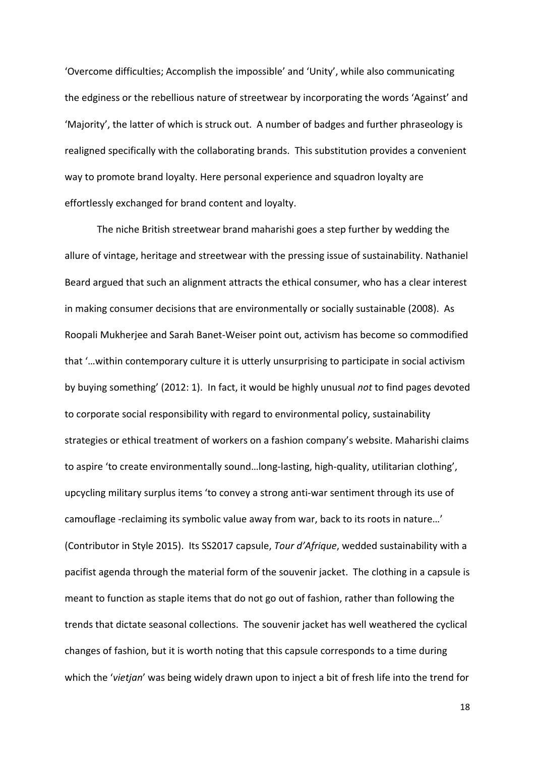'Overcome difficulties; Accomplish the impossible' and 'Unity', while also communicating the edginess or the rebellious nature of streetwear by incorporating the words 'Against' and 'Majority', the latter of which is struck out. A number of badges and further phraseology is realigned specifically with the collaborating brands. This substitution provides a convenient way to promote brand loyalty. Here personal experience and squadron loyalty are effortlessly exchanged for brand content and loyalty.

The niche British streetwear brand maharishi goes a step further by wedding the allure of vintage, heritage and streetwear with the pressing issue of sustainability. Nathaniel Beard argued that such an alignment attracts the ethical consumer, who has a clear interest in making consumer decisions that are environmentally or socially sustainable (2008). As Roopali Mukherjee and Sarah Banet-Weiser point out, activism has become so commodified that '…within contemporary culture it is utterly unsurprising to participate in social activism by buying something' (2012: 1). In fact, it would be highly unusual *not* to find pages devoted to corporate social responsibility with regard to environmental policy, sustainability strategies or ethical treatment of workers on a fashion company's website. Maharishi claims to aspire 'to create environmentally sound…long-lasting, high-quality, utilitarian clothing', upcycling military surplus items 'to convey a strong anti-war sentiment through its use of camouflage -reclaiming its symbolic value away from war, back to its roots in nature…' (Contributor in Style 2015). Its SS2017 capsule, *Tour d'Afrique*, wedded sustainability with a pacifist agenda through the material form of the souvenir jacket. The clothing in a capsule is meant to function as staple items that do not go out of fashion, rather than following the trends that dictate seasonal collections. The souvenir jacket has well weathered the cyclical changes of fashion, but it is worth noting that this capsule corresponds to a time during which the '*vietjan*' was being widely drawn upon to inject a bit of fresh life into the trend for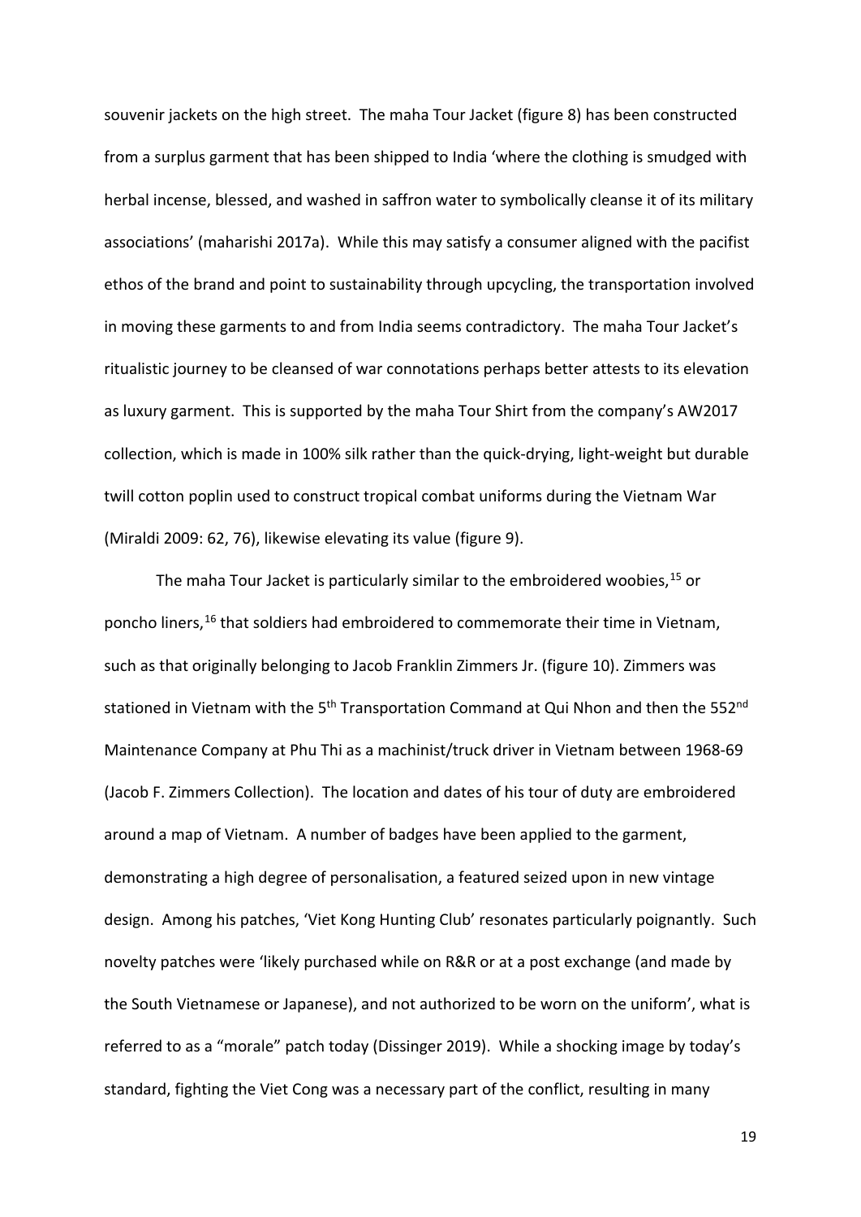souvenir jackets on the high street. The maha Tour Jacket (figure 8) has been constructed from a surplus garment that has been shipped to India 'where the clothing is smudged with herbal incense, blessed, and washed in saffron water to symbolically cleanse it of its military associations' (maharishi 2017a). While this may satisfy a consumer aligned with the pacifist ethos of the brand and point to sustainability through upcycling, the transportation involved in moving these garments to and from India seems contradictory. The maha Tour Jacket's ritualistic journey to be cleansed of war connotations perhaps better attests to its elevation as luxury garment. This is supported by the maha Tour Shirt from the company's AW2017 collection, which is made in 100% silk rather than the quick-drying, light-weight but durable twill cotton poplin used to construct tropical combat uniforms during the Vietnam War (Miraldi 2009: 62, 76), likewise elevating its value (figure 9).

The maha Tour Jacket is particularly similar to the embroidered woobies,[15] or poncho liners,[16] that soldiers had embroidered to commemorate their time in Vietnam, such as that originally belonging to Jacob Franklin Zimmers Jr. (figure 10). Zimmers was stationed in Vietnam with the 5th Transportation Command at Qui Nhon and then the 552nd Maintenance Company at Phu Thi as a machinist/truck driver in Vietnam between 1968-69 (Jacob F. Zimmers Collection). The location and dates of his tour of duty are embroidered around a map of Vietnam. A number of badges have been applied to the garment, demonstrating a high degree of personalisation, a featured seized upon in new vintage design. Among his patches, 'Viet Kong Hunting Club' resonates particularly poignantly. Such novelty patches were 'likely purchased while on R&R or at a post exchange (and made by the South Vietnamese or Japanese), and not authorized to be worn on the uniform', what is referred to as a "morale" patch today (Dissinger 2019). While a shocking image by today's standard, fighting the Viet Cong was a necessary part of the conflict, resulting in many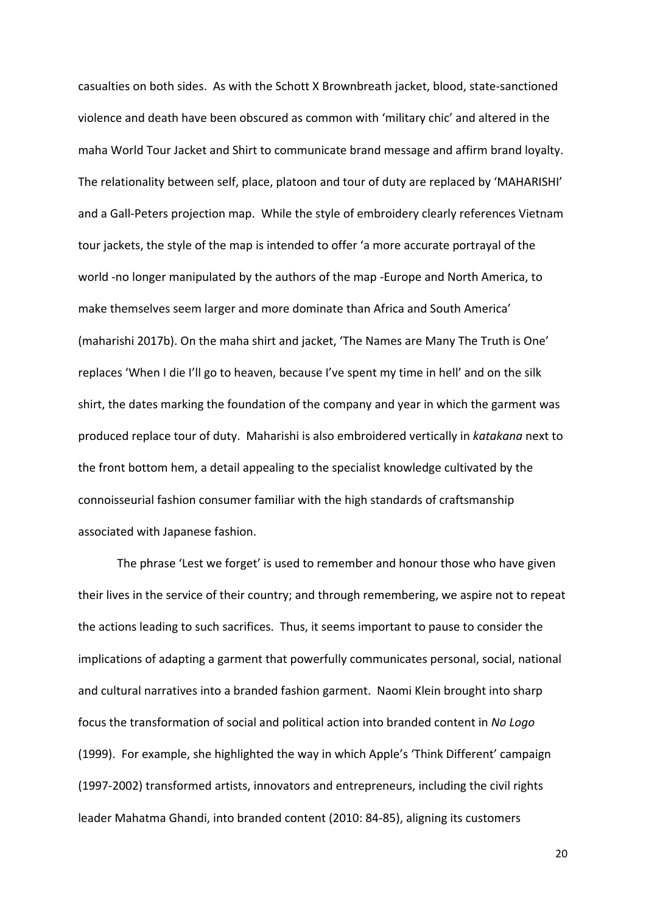casualties on both sides. As with the Schott X Brownbreath jacket, blood, state-sanctioned violence and death have been obscured as common with 'military chic' and altered in the maha World Tour Jacket and Shirt to communicate brand message and affirm brand loyalty. The relationality between self, place, platoon and tour of duty are replaced by 'MAHARISHI' and a Gall-Peters projection map. While the style of embroidery clearly references Vietnam tour jackets, the style of the map is intended to offer 'a more accurate portrayal of the world -no longer manipulated by the authors of the map -Europe and North America, to make themselves seem larger and more dominate than Africa and South America' (maharishi 2017b). On the maha shirt and jacket, 'The Names are Many The Truth is One' replaces 'When I die I'll go to heaven, because I've spent my time in hell' and on the silk shirt, the dates marking the foundation of the company and year in which the garment was produced replace tour of duty. Maharishi is also embroidered vertically in *katakana* next to the front bottom hem, a detail appealing to the specialist knowledge cultivated by the connoisseurial fashion consumer familiar with the high standards of craftsmanship associated with Japanese fashion.

The phrase 'Lest we forget' is used to remember and honour those who have given their lives in the service of their country; and through remembering, we aspire not to repeat the actions leading to such sacrifices. Thus, it seems important to pause to consider the implications of adapting a garment that powerfully communicates personal, social, national and cultural narratives into a branded fashion garment. Naomi Klein brought into sharp focus the transformation of social and political action into branded content in *No Logo* (1999). For example, she highlighted the way in which Apple's 'Think Different' campaign (1997-2002) transformed artists, innovators and entrepreneurs, including the civil rights leader Mahatma Ghandi, into branded content (2010: 84-85), aligning its customers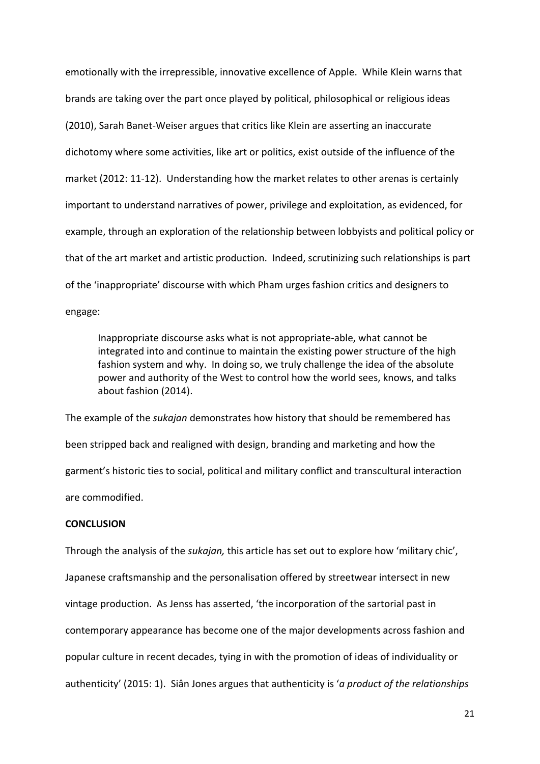emotionally with the irrepressible, innovative excellence of Apple. While Klein warns that brands are taking over the part once played by political, philosophical or religious ideas (2010), Sarah Banet-Weiser argues that critics like Klein are asserting an inaccurate dichotomy where some activities, like art or politics, exist outside of the influence of the market (2012: 11-12). Understanding how the market relates to other arenas is certainly important to understand narratives of power, privilege and exploitation, as evidenced, for example, through an exploration of the relationship between lobbyists and political policy or that of the art market and artistic production. Indeed, scrutinizing such relationships is part of the 'inappropriate' discourse with which Pham urges fashion critics and designers to engage:

> Inappropriate discourse asks what is not appropriate-able, what cannot be integrated into and continue to maintain the existing power structure of the high fashion system and why. In doing so, we truly challenge the idea of the absolute power and authority of the West to control how the world sees, knows, and talks about fashion (2014).

The example of the *sukajan* demonstrates how history that should be remembered has been stripped back and realigned with design, branding and marketing and how the garment's historic ties to social, political and military conflict and transcultural interaction are commodified.

**CONCLUSION**

Through the analysis of the *sukajan,* this article has set out to explore how 'military chic', Japanese craftsmanship and the personalisation offered by streetwear intersect in new vintage production. As Jenss has asserted, 'the incorporation of the sartorial past in contemporary appearance has become one of the major developments across fashion and popular culture in recent decades, tying in with the promotion of ideas of individuality or authenticity' (2015: 1). Siân Jones argues that authenticity is '*a product of the relationships*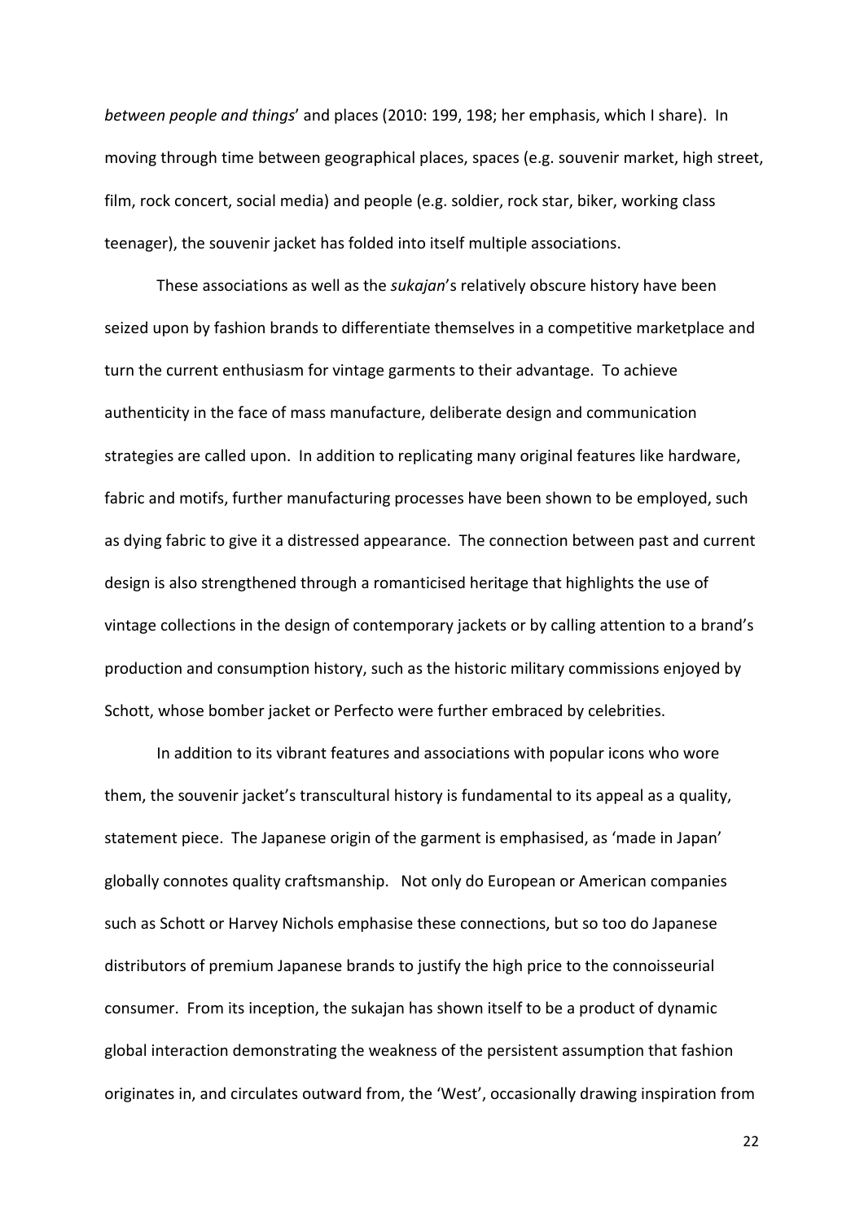*between people and things*' and places (2010: 199, 198; her emphasis, which I share). In moving through time between geographical places, spaces (e.g. souvenir market, high street, film, rock concert, social media) and people (e.g. soldier, rock star, biker, working class teenager), the souvenir jacket has folded into itself multiple associations.

These associations as well as the *sukajan*'s relatively obscure history have been seized upon by fashion brands to differentiate themselves in a competitive marketplace and turn the current enthusiasm for vintage garments to their advantage. To achieve authenticity in the face of mass manufacture, deliberate design and communication strategies are called upon. In addition to replicating many original features like hardware, fabric and motifs, further manufacturing processes have been shown to be employed, such as dying fabric to give it a distressed appearance. The connection between past and current design is also strengthened through a romanticised heritage that highlights the use of vintage collections in the design of contemporary jackets or by calling attention to a brand's production and consumption history, such as the historic military commissions enjoyed by Schott, whose bomber jacket or Perfecto were further embraced by celebrities.

In addition to its vibrant features and associations with popular icons who wore them, the souvenir jacket's transcultural history is fundamental to its appeal as a quality, statement piece. The Japanese origin of the garment is emphasised, as 'made in Japan' globally connotes quality craftsmanship. Not only do European or American companies such as Schott or Harvey Nichols emphasise these connections, but so too do Japanese distributors of premium Japanese brands to justify the high price to the connoisseurial consumer. From its inception, the sukajan has shown itself to be a product of dynamic global interaction demonstrating the weakness of the persistent assumption that fashion originates in, and circulates outward from, the 'West', occasionally drawing inspiration from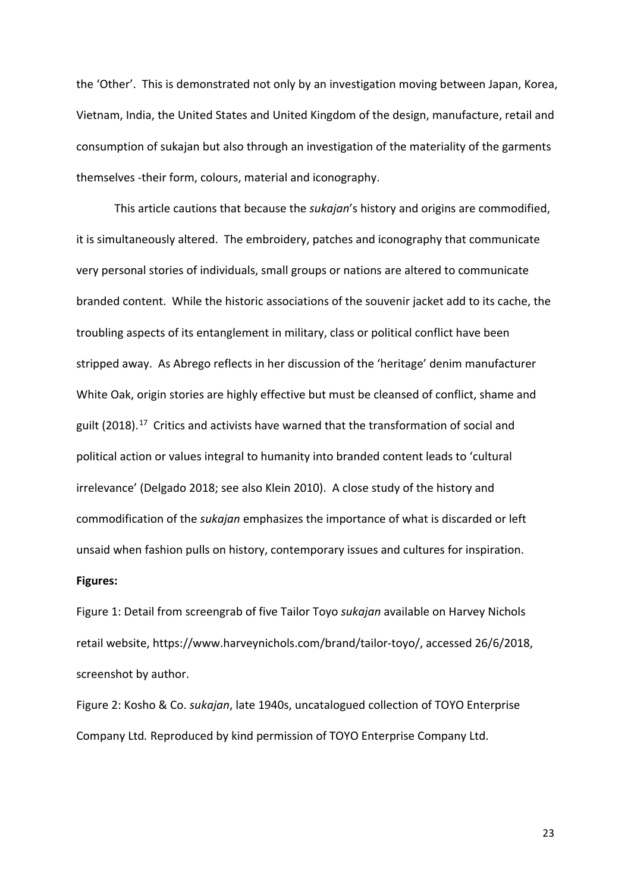the 'Other'. This is demonstrated not only by an investigation moving between Japan, Korea, Vietnam, India, the United States and United Kingdom of the design, manufacture, retail and consumption of sukajan but also through an investigation of the materiality of the garments themselves -their form, colours, material and iconography.

This article cautions that because the *sukajan*'s history and origins are commodified, it is simultaneously altered. The embroidery, patches and iconography that communicate very personal stories of individuals, small groups or nations are altered to communicate branded content. While the historic associations of the souvenir jacket add to its cache, the troubling aspects of its entanglement in military, class or political conflict have been stripped away. As Abrego reflects in her discussion of the 'heritage' denim manufacturer White Oak, origin stories are highly effective but must be cleansed of conflict, shame and guilt (2018).[17] Critics and activists have warned that the transformation of social and political action or values integral to humanity into branded content leads to 'cultural irrelevance' (Delgado 2018; see also Klein 2010). A close study of the history and commodification of the *sukajan* emphasizes the importance of what is discarded or left unsaid when fashion pulls on history, contemporary issues and cultures for inspiration.

**Figures:**

Figure 1: Detail from screengrab of five Tailor Toyo *sukajan* available on Harvey Nichols retail website, https://www.harveynichols.com/brand/tailor-toyo/, accessed 26/6/2018, screenshot by author.

Figure 2: Kosho & Co. *sukajan*, late 1940s, uncatalogued collection of TOYO Enterprise Company Ltd*.* Reproduced by kind permission of TOYO Enterprise Company Ltd.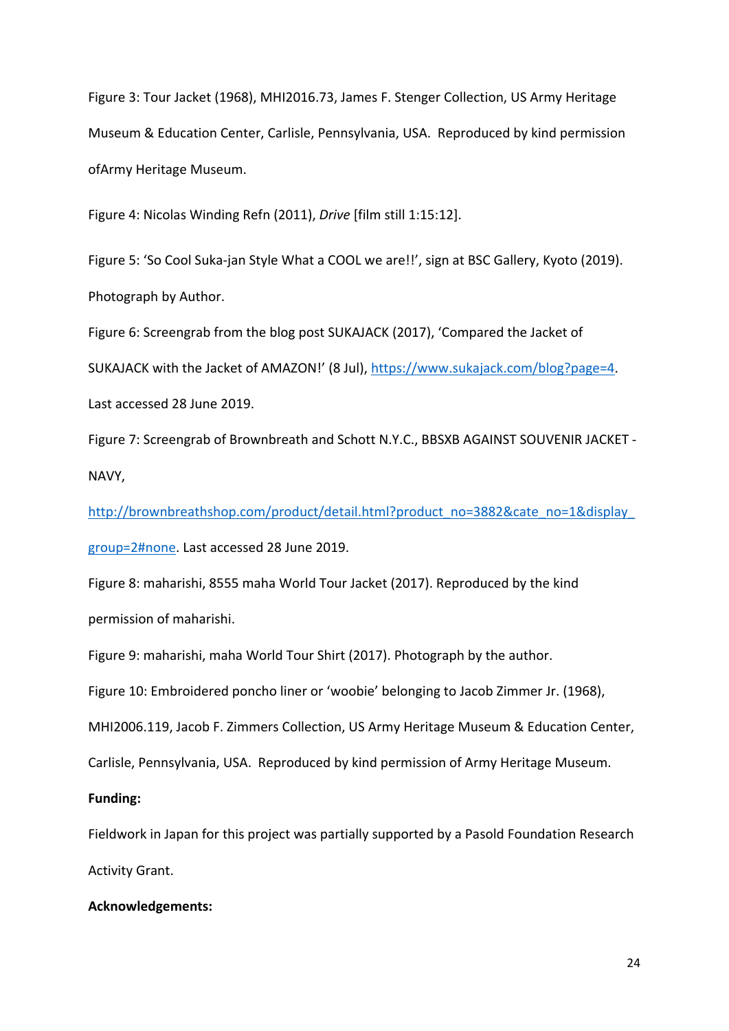Figure 3: Tour Jacket (1968), MHI2016.73, James F. Stenger Collection, US Army Heritage Museum & Education Center, Carlisle, Pennsylvania, USA. Reproduced by kind permission ofArmy Heritage Museum.

Figure 4: Nicolas Winding Refn (2011), *Drive* [film still 1:15:12].

Figure 5: 'So Cool Suka-jan Style What a COOL we are!!', sign at BSC Gallery, Kyoto (2019). Photograph by Author.

Figure 6: Screengrab from the blog post SUKAJACK (2017), 'Compared the Jacket of SUKAJACK with the Jacket of AMAZON!' (8 Jul), https://www.sukajack.com/blog?page=4. Last accessed 28 June 2019.

Figure 7: Screengrab of Brownbreath and Schott N.Y.C., BBSXB AGAINST SOUVENIR JACKET - NAVY, http://brownbreathshop.com/product/detail.html?product_no=3882&cate_no=1&display_group=2#none. Last accessed 28 June 2019.

Figure 8: maharishi, 8555 maha World Tour Jacket (2017). Reproduced by the kind permission of maharishi.

Figure 9: maharishi, maha World Tour Shirt (2017). Photograph by the author.

Figure 10: Embroidered poncho liner or 'woobie' belonging to Jacob Zimmer Jr. (1968), MHI2006.119, Jacob F. Zimmers Collection, US Army Heritage Museum & Education Center, Carlisle, Pennsylvania, USA. Reproduced by kind permission of Army Heritage Museum.

**Funding:**

Fieldwork in Japan for this project was partially supported by a Pasold Foundation Research Activity Grant.

**Acknowledgements:**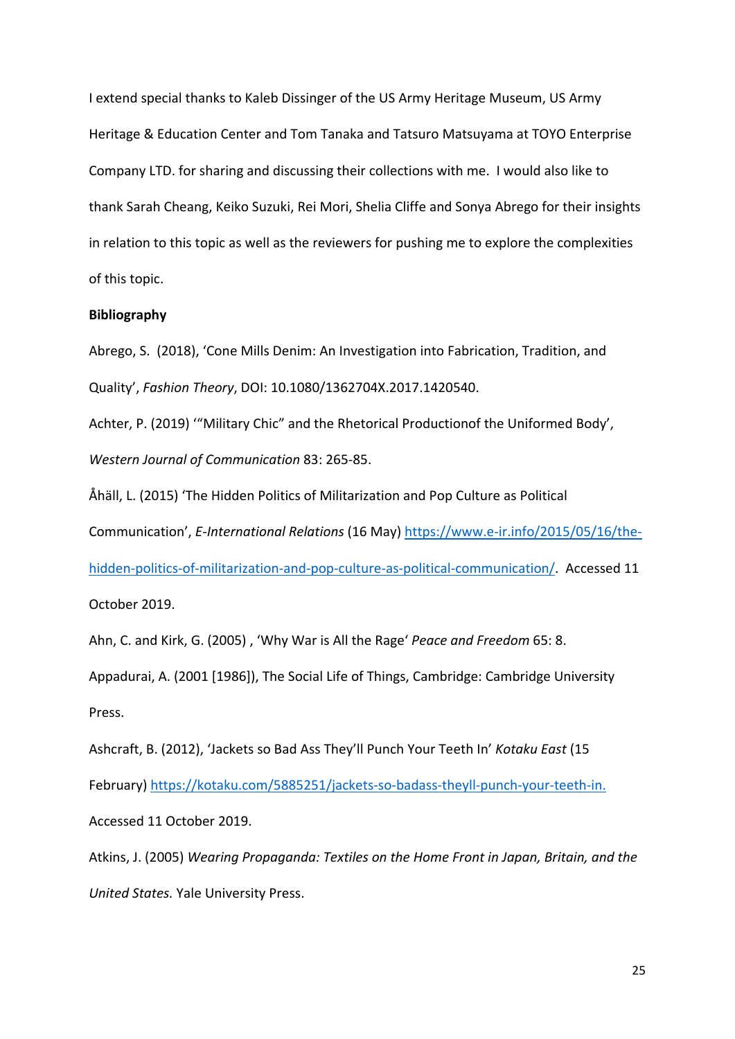I extend special thanks to Kaleb Dissinger of the US Army Heritage Museum, US Army Heritage & Education Center and Tom Tanaka and Tatsuro Matsuyama at TOYO Enterprise Company LTD. for sharing and discussing their collections with me. I would also like to thank Sarah Cheang, Keiko Suzuki, Rei Mori, Shelia Cliffe and Sonya Abrego for their insights in relation to this topic as well as the reviewers for pushing me to explore the complexities of this topic.

**Bibliography**

Abrego, S. (2018), 'Cone Mills Denim: An Investigation into Fabrication, Tradition, and Quality', *Fashion Theory*, DOI: 10.1080/1362704X.2017.1420540.

Achter, P. (2019) '"Military Chic" and the Rhetorical Productionof the Uniformed Body', *Western Journal of Communication* 83: 265-85.

Åhäll, L. (2015) 'The Hidden Politics of Militarization and Pop Culture as Political Communication', *E-International Relations* (16 May) https://www.e-ir.info/2015/05/16/the-hidden-politics-of-militarization-and-pop-culture-as-political-communication/. Accessed 11 October 2019.

Ahn, C. and Kirk, G. (2005) , 'Why War is All the Rage' *Peace and Freedom* 65: 8.

Appadurai, A. (2001 [1986]), The Social Life of Things, Cambridge: Cambridge University Press.

Ashcraft, B. (2012), 'Jackets so Bad Ass They'll Punch Your Teeth In' *Kotaku East* (15 February) https://kotaku.com/5885251/jackets-so-badass-theyll-punch-your-teeth-in. Accessed 11 October 2019.

Atkins, J. (2005) *Wearing Propaganda: Textiles on the Home Front in Japan, Britain, and the United States.* Yale University Press.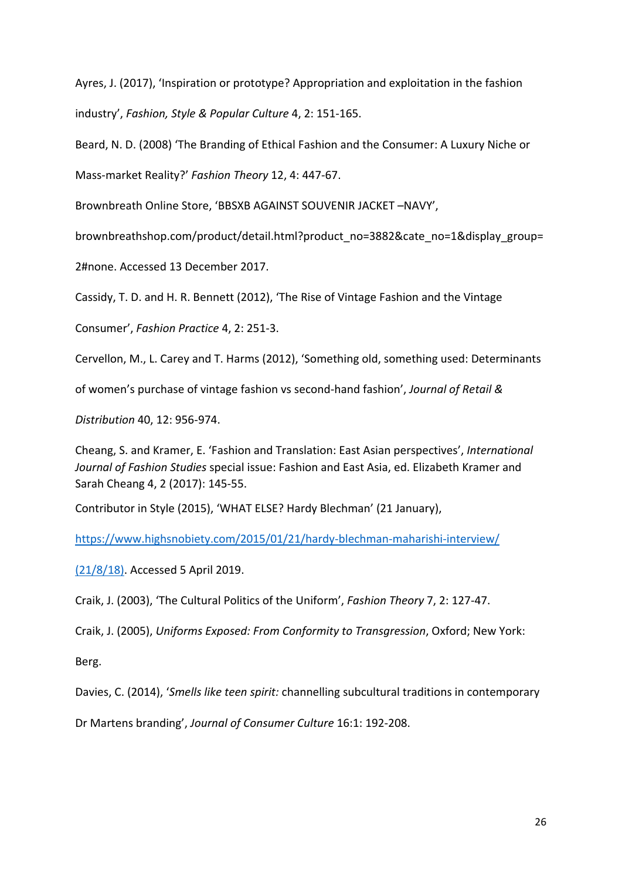Ayres, J. (2017), 'Inspiration or prototype? Appropriation and exploitation in the fashion industry', *Fashion, Style & Popular Culture* 4, 2: 151-165.

Beard, N. D. (2008) 'The Branding of Ethical Fashion and the Consumer: A Luxury Niche or Mass-market Reality?' *Fashion Theory* 12, 4: 447-67.

Brownbreath Online Store, 'BBSXB AGAINST SOUVENIR JACKET –NAVY', brownbreathshop.com/product/detail.html?product_no=3882&cate_no=1&display_group=2#none. Accessed 13 December 2017.

Cassidy, T. D. and H. R. Bennett (2012), 'The Rise of Vintage Fashion and the Vintage Consumer', *Fashion Practice* 4, 2: 251-3.

Cervellon, M., L. Carey and T. Harms (2012), 'Something old, something used: Determinants of women's purchase of vintage fashion vs second-hand fashion', *Journal of Retail & Distribution* 40, 12: 956-974.

Cheang, S. and Kramer, E. 'Fashion and Translation: East Asian perspectives', *International Journal of Fashion Studies* special issue: Fashion and East Asia, ed. Elizabeth Kramer and Sarah Cheang 4, 2 (2017): 145-55.

Contributor in Style (2015), 'WHAT ELSE? Hardy Blechman' (21 January), https://www.highsnobiety.com/2015/01/21/hardy-blechman-maharishi-interview/ (21/8/18). Accessed 5 April 2019.

Craik, J. (2003), 'The Cultural Politics of the Uniform', *Fashion Theory* 7, 2: 127-47.

Craik, J. (2005), *Uniforms Exposed: From Conformity to Transgression*, Oxford; New York: Berg.

Davies, C. (2014), '*Smells like teen spirit:* channelling subcultural traditions in contemporary Dr Martens branding', *Journal of Consumer Culture* 16:1: 192-208.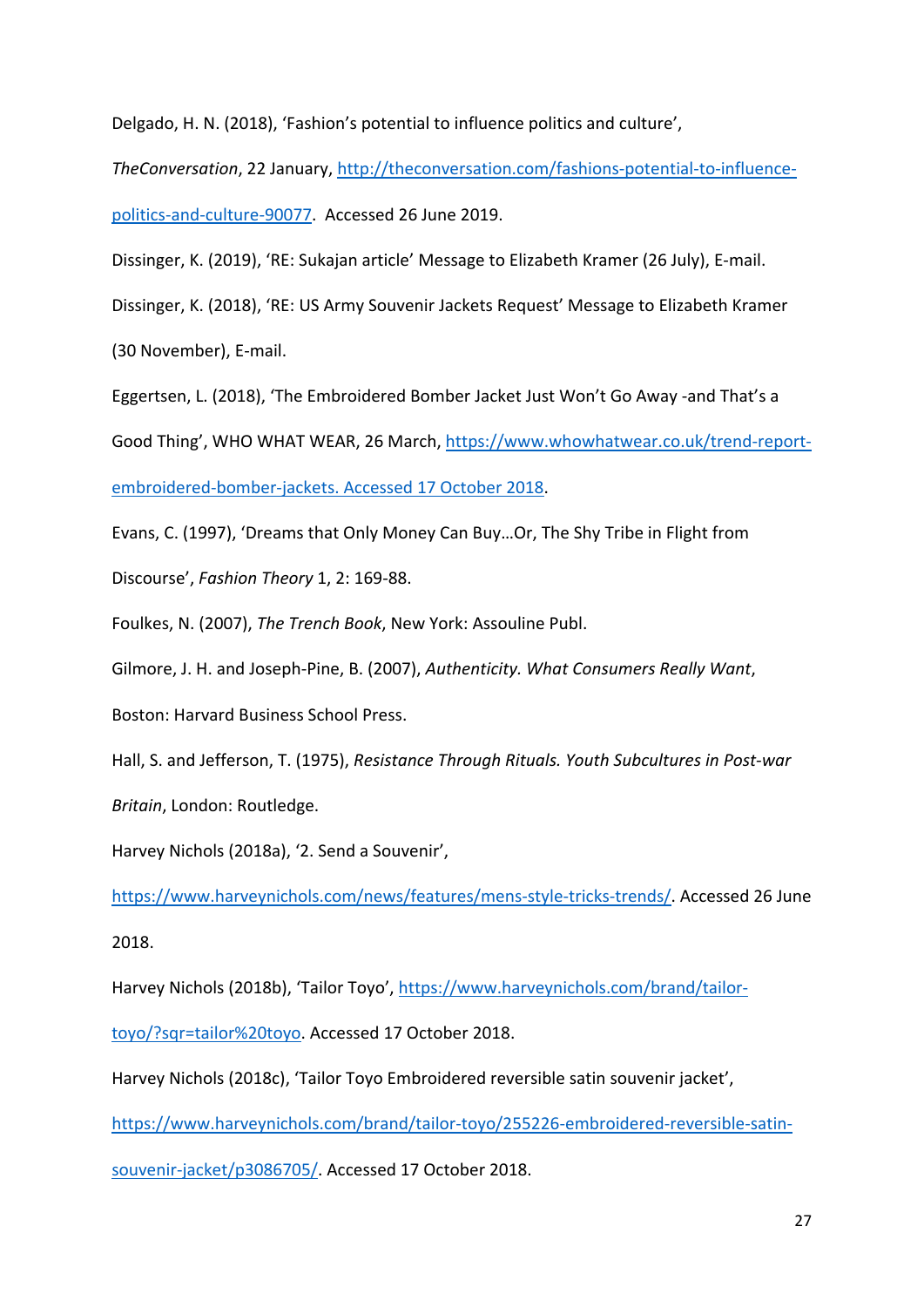Delgado, H. N. (2018), 'Fashion's potential to influence politics and culture', *TheConversation*, 22 January, [http://theconversation.com/fashions-potential-to-influence-politics-and-culture-90077](http://theconversation.com/fashions-potential-to-influence-politics-and-culture-90077). Accessed 26 June 2019.

Dissinger, K. (2019), 'RE: Sukajan article' Message to Elizabeth Kramer (26 July), E-mail.

Dissinger, K. (2018), 'RE: US Army Souvenir Jackets Request' Message to Elizabeth Kramer (30 November), E-mail.

Eggertsen, L. (2018), 'The Embroidered Bomber Jacket Just Won't Go Away -and That's a Good Thing', WHO WHAT WEAR, 26 March, [https://www.whowhatwear.co.uk/trend-report-embroidered-bomber-jackets. Accessed 17 October 2018](https://www.whowhatwear.co.uk/trend-report-embroidered-bomber-jackets).

Evans, C. (1997), 'Dreams that Only Money Can Buy…Or, The Shy Tribe in Flight from Discourse', *Fashion Theory* 1, 2: 169-88.

Foulkes, N. (2007), *The Trench Book*, New York: Assouline Publ.

Gilmore, J. H. and Joseph-Pine, B. (2007), *Authenticity. What Consumers Really Want*, Boston: Harvard Business School Press.

Hall, S. and Jefferson, T. (1975), *Resistance Through Rituals. Youth Subcultures in Post-war Britain*, London: Routledge.

Harvey Nichols (2018a), '2. Send a Souvenir', [https://www.harveynichols.com/news/features/mens-style-tricks-trends/](https://www.harveynichols.com/news/features/mens-style-tricks-trends/). Accessed 26 June 2018.

Harvey Nichols (2018b), 'Tailor Toyo', [https://www.harveynichols.com/brand/tailor-toyo/?sqr=tailor%20toyo](https://www.harveynichols.com/brand/tailor-toyo/?sqr=tailor%20toyo). Accessed 17 October 2018.

Harvey Nichols (2018c), 'Tailor Toyo Embroidered reversible satin souvenir jacket', [https://www.harveynichols.com/brand/tailor-toyo/255226-embroidered-reversible-satin-souvenir-jacket/p3086705/](https://www.harveynichols.com/brand/tailor-toyo/255226-embroidered-reversible-satin-souvenir-jacket/p3086705/). Accessed 17 October 2018.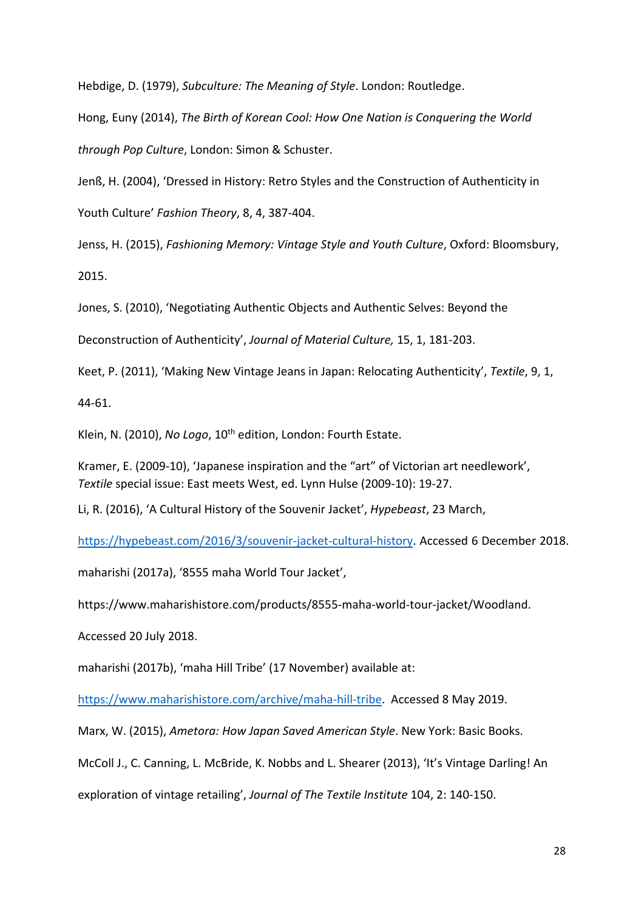Hebdige, D. (1979), *Subculture: The Meaning of Style*. London: Routledge.

Hong, Euny (2014), *The Birth of Korean Cool: How One Nation is Conquering the World through Pop Culture*, London: Simon & Schuster.

Jenß, H. (2004), 'Dressed in History: Retro Styles and the Construction of Authenticity in Youth Culture' *Fashion Theory*, 8, 4, 387-404.

Jenss, H. (2015), *Fashioning Memory: Vintage Style and Youth Culture*, Oxford: Bloomsbury, 2015.

Jones, S. (2010), 'Negotiating Authentic Objects and Authentic Selves: Beyond the Deconstruction of Authenticity', *Journal of Material Culture,* 15, 1, 181-203.

Keet, P. (2011), 'Making New Vintage Jeans in Japan: Relocating Authenticity', *Textile*, 9, 1, 44-61.

Klein, N. (2010), *No Logo*, 10th edition, London: Fourth Estate.

Kramer, E. (2009-10), 'Japanese inspiration and the "art" of Victorian art needlework', *Textile* special issue: East meets West, ed. Lynn Hulse (2009-10): 19-27.

Li, R. (2016), 'A Cultural History of the Souvenir Jacket', *Hypebeast*, 23 March, https://hypebeast.com/2016/3/souvenir-jacket-cultural-history. Accessed 6 December 2018.

maharishi (2017a), '8555 maha World Tour Jacket', https://www.maharishistore.com/products/8555-maha-world-tour-jacket/Woodland. Accessed 20 July 2018.

maharishi (2017b), 'maha Hill Tribe' (17 November) available at: https://www.maharishistore.com/archive/maha-hill-tribe. Accessed 8 May 2019.

Marx, W. (2015), *Ametora: How Japan Saved American Style*. New York: Basic Books.

McColl J., C. Canning, L. McBride, K. Nobbs and L. Shearer (2013), 'It's Vintage Darling! An exploration of vintage retailing', *Journal of The Textile Institute* 104, 2: 140-150.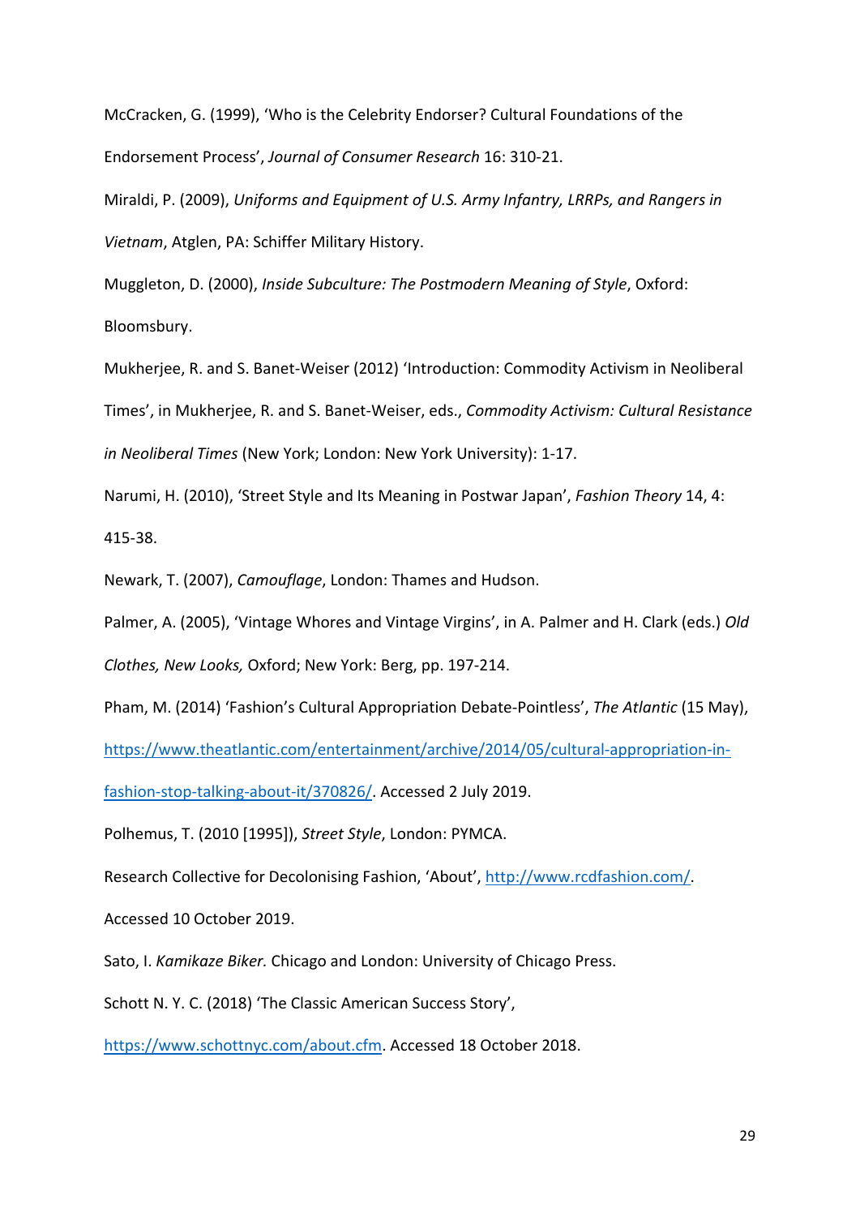McCracken, G. (1999), 'Who is the Celebrity Endorser? Cultural Foundations of the Endorsement Process', *Journal of Consumer Research* 16: 310-21.

Miraldi, P. (2009), *Uniforms and Equipment of U.S. Army Infantry, LRRPs, and Rangers in Vietnam*, Atglen, PA: Schiffer Military History.

Muggleton, D. (2000), *Inside Subculture: The Postmodern Meaning of Style*, Oxford: Bloomsbury.

Mukherjee, R. and S. Banet-Weiser (2012) 'Introduction: Commodity Activism in Neoliberal Times', in Mukherjee, R. and S. Banet-Weiser, eds., *Commodity Activism: Cultural Resistance in Neoliberal Times* (New York; London: New York University): 1-17.

Narumi, H. (2010), 'Street Style and Its Meaning in Postwar Japan', *Fashion Theory* 14, 4: 415-38.

Newark, T. (2007), *Camouflage*, London: Thames and Hudson.

Palmer, A. (2005), 'Vintage Whores and Vintage Virgins', in A. Palmer and H. Clark (eds.) *Old Clothes, New Looks,* Oxford; New York: Berg, pp. 197-214.

Pham, M. (2014) 'Fashion's Cultural Appropriation Debate-Pointless', *The Atlantic* (15 May), [https://www.theatlantic.com/entertainment/archive/2014/05/cultural-appropriation-in-fashion-stop-talking-about-it/370826/](https://www.theatlantic.com/entertainment/archive/2014/05/cultural-appropriation-in-fashion-stop-talking-about-it/370826/). Accessed 2 July 2019.

Polhemus, T. (2010 [1995]), *Street Style*, London: PYMCA.

Research Collective for Decolonising Fashion, 'About', [http://www.rcdfashion.com/](http://www.rcdfashion.com/). Accessed 10 October 2019.

Sato, I. *Kamikaze Biker.* Chicago and London: University of Chicago Press.

Schott N. Y. C. (2018) 'The Classic American Success Story', [https://www.schottnyc.com/about.cfm](https://www.schottnyc.com/about.cfm). Accessed 18 October 2018.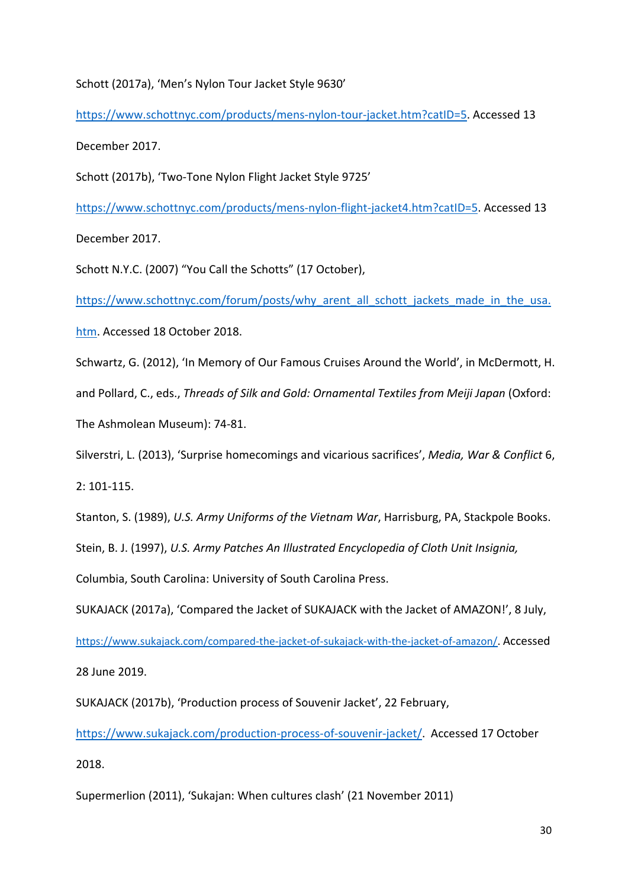Schott (2017a), 'Men's Nylon Tour Jacket Style 9630' https://www.schottnyc.com/products/mens-nylon-tour-jacket.htm?catID=5. Accessed 13 December 2017.

Schott (2017b), 'Two-Tone Nylon Flight Jacket Style 9725' https://www.schottnyc.com/products/mens-nylon-flight-jacket4.htm?catID=5. Accessed 13 December 2017.

Schott N.Y.C. (2007) "You Call the Schotts" (17 October), https://www.schottnyc.com/forum/posts/why_arent_all_schott_jackets_made_in_the_usa.htm. Accessed 18 October 2018.

Schwartz, G. (2012), 'In Memory of Our Famous Cruises Around the World', in McDermott, H. and Pollard, C., eds., *Threads of Silk and Gold: Ornamental Textiles from Meiji Japan* (Oxford: The Ashmolean Museum): 74-81.

Silverstri, L. (2013), 'Surprise homecomings and vicarious sacrifices', *Media, War & Conflict* 6, 2: 101-115.

Stanton, S. (1989), *U.S. Army Uniforms of the Vietnam War*, Harrisburg, PA, Stackpole Books.

Stein, B. J. (1997), *U.S. Army Patches An Illustrated Encyclopedia of Cloth Unit Insignia,* Columbia, South Carolina: University of South Carolina Press.

SUKAJACK (2017a), 'Compared the Jacket of SUKAJACK with the Jacket of AMAZON!', 8 July, https://www.sukajack.com/compared-the-jacket-of-sukajack-with-the-jacket-of-amazon/. Accessed 28 June 2019.

SUKAJACK (2017b), 'Production process of Souvenir Jacket', 22 February, https://www.sukajack.com/production-process-of-souvenir-jacket/. Accessed 17 October 2018.

Supermerlion (2011), 'Sukajan: When cultures clash' (21 November 2011)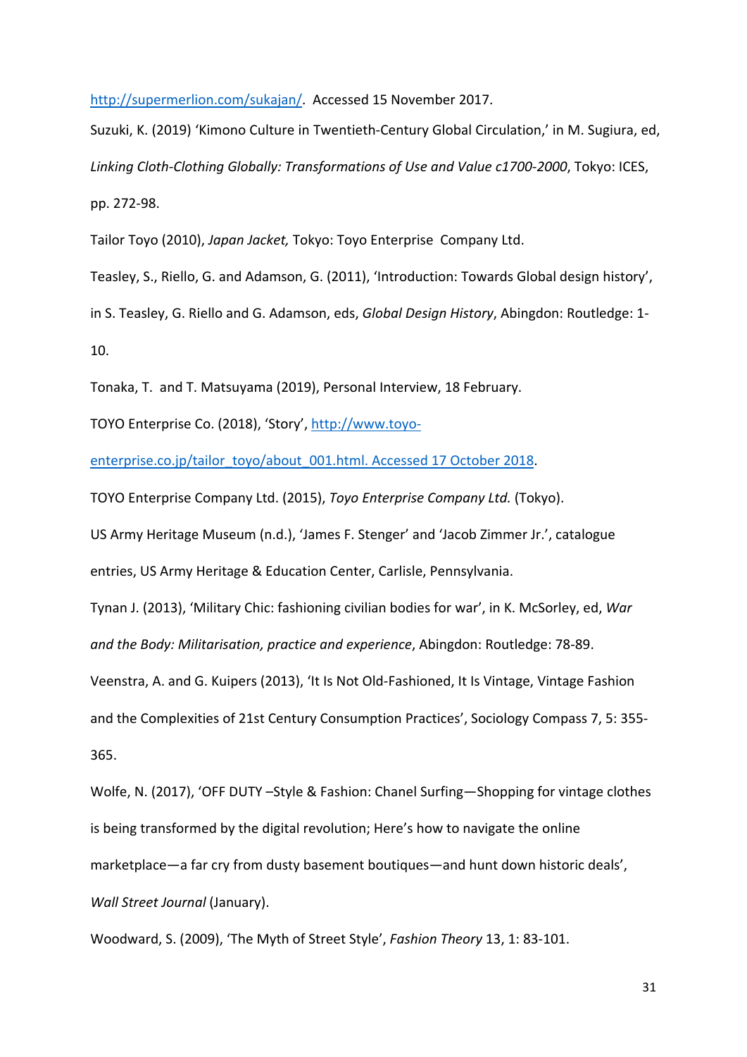http://supermerlion.com/sukajan/. Accessed 15 November 2017.

Suzuki, K. (2019) 'Kimono Culture in Twentieth-Century Global Circulation,' in M. Sugiura, ed, *Linking Cloth-Clothing Globally: Transformations of Use and Value c1700-2000*, Tokyo: ICES, pp. 272-98.

Tailor Toyo (2010), *Japan Jacket,* Tokyo: Toyo Enterprise Company Ltd.

Teasley, S., Riello, G. and Adamson, G. (2011), 'Introduction: Towards Global design history', in S. Teasley, G. Riello and G. Adamson, eds, *Global Design History*, Abingdon: Routledge: 1-10.

Tonaka, T. and T. Matsuyama (2019), Personal Interview, 18 February.

TOYO Enterprise Co. (2018), 'Story', http://www.toyo-enterprise.co.jp/tailor_toyo/about_001.html. Accessed 17 October 2018.

TOYO Enterprise Company Ltd. (2015), *Toyo Enterprise Company Ltd.* (Tokyo).

US Army Heritage Museum (n.d.), 'James F. Stenger' and 'Jacob Zimmer Jr.', catalogue entries, US Army Heritage & Education Center, Carlisle, Pennsylvania.

Tynan J. (2013), 'Military Chic: fashioning civilian bodies for war', in K. McSorley, ed, *War and the Body: Militarisation, practice and experience*, Abingdon: Routledge: 78-89.

Veenstra, A. and G. Kuipers (2013), 'It Is Not Old-Fashioned, It Is Vintage, Vintage Fashion and the Complexities of 21st Century Consumption Practices', Sociology Compass 7, 5: 355-365.

Wolfe, N. (2017), 'OFF DUTY –Style & Fashion: Chanel Surfing—Shopping for vintage clothes is being transformed by the digital revolution; Here's how to navigate the online marketplace—a far cry from dusty basement boutiques—and hunt down historic deals', *Wall Street Journal* (January).

Woodward, S. (2009), 'The Myth of Street Style', *Fashion Theory* 13, 1: 83-101.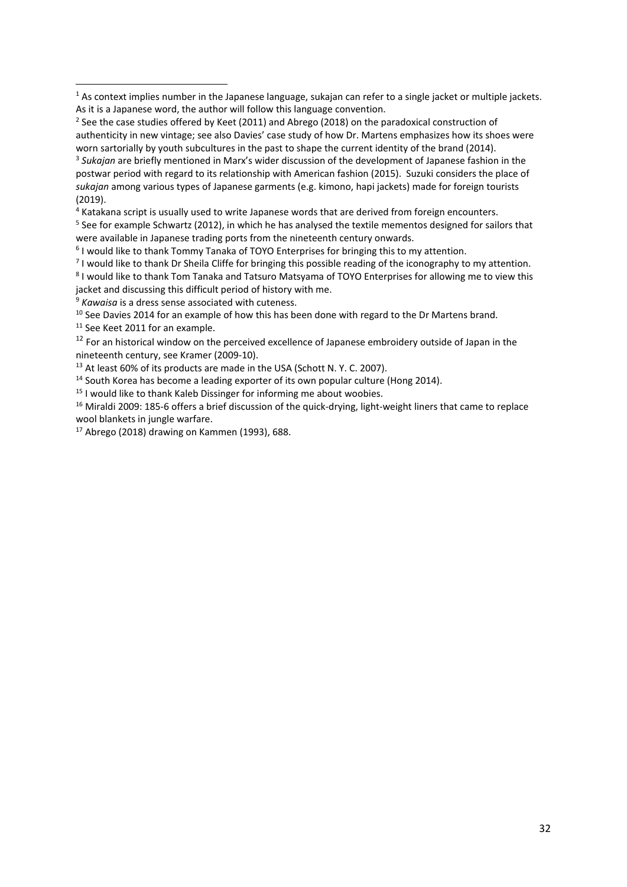[1] As context implies number in the Japanese language, sukajan can refer to a single jacket or multiple jackets. As it is a Japanese word, the author will follow this language convention.

[2] See the case studies offered by Keet (2011) and Abrego (2018) on the paradoxical construction of authenticity in new vintage; see also Davies' case study of how Dr. Martens emphasizes how its shoes were worn sartorially by youth subcultures in the past to shape the current identity of the brand (2014).

[3] *Sukajan* are briefly mentioned in Marx's wider discussion of the development of Japanese fashion in the postwar period with regard to its relationship with American fashion (2015). Suzuki considers the place of *sukajan* among various types of Japanese garments (e.g. kimono, hapi jackets) made for foreign tourists (2019).

[4] Katakana script is usually used to write Japanese words that are derived from foreign encounters.

[5] See for example Schwartz (2012), in which he has analysed the textile mementos designed for sailors that were available in Japanese trading ports from the nineteenth century onwards.

[6] I would like to thank Tommy Tanaka of TOYO Enterprises for bringing this to my attention.

[7] I would like to thank Dr Sheila Cliffe for bringing this possible reading of the iconography to my attention.

[8] I would like to thank Tom Tanaka and Tatsuro Matsyama of TOYO Enterprises for allowing me to view this jacket and discussing this difficult period of history with me.

[9] *Kawaisa* is a dress sense associated with cuteness.

[10] See Davies 2014 for an example of how this has been done with regard to the Dr Martens brand.

[11] See Keet 2011 for an example.

[12] For an historical window on the perceived excellence of Japanese embroidery outside of Japan in the nineteenth century, see Kramer (2009-10).

[13] At least 60% of its products are made in the USA (Schott N. Y. C. 2007).

[14] South Korea has become a leading exporter of its own popular culture (Hong 2014).

[15] I would like to thank Kaleb Dissinger for informing me about woobies.

[16] Miraldi 2009: 185-6 offers a brief discussion of the quick-drying, light-weight liners that came to replace wool blankets in jungle warfare.

[17] Abrego (2018) drawing on Kammen (1993), 688.